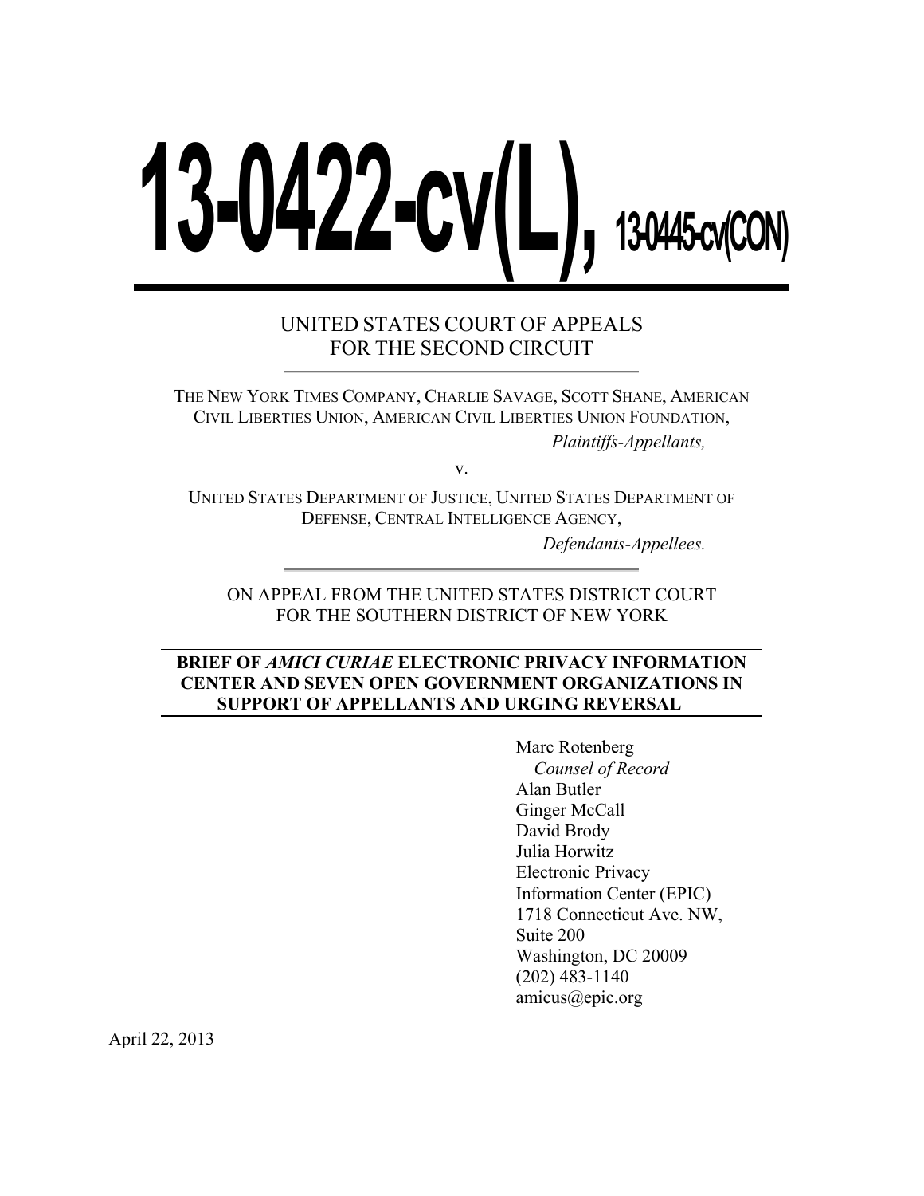# 13-0422-cv(L), 13-0445-cv(CON)

UNITED STATES COURT OF APPEALS
FOR THE SECOND CIRCUIT

THE NEW YORK TIMES COMPANY, CHARLIE SAVAGE, SCOTT SHANE, AMERICAN CIVIL LIBERTIES UNION, AMERICAN CIVIL LIBERTIES UNION FOUNDATION,

*Plaintiffs-Appellants,*

v.

UNITED STATES DEPARTMENT OF JUSTICE, UNITED STATES DEPARTMENT OF DEFENSE, CENTRAL INTELLIGENCE AGENCY,

*Defendants-Appellees.*

ON APPEAL FROM THE UNITED STATES DISTRICT COURT
FOR THE SOUTHERN DISTRICT OF NEW YORK

**BRIEF OF *AMICI CURIAE* ELECTRONIC PRIVACY INFORMATION CENTER AND SEVEN OPEN GOVERNMENT ORGANIZATIONS IN SUPPORT OF APPELLANTS AND URGING REVERSAL**

Marc Rotenberg
*Counsel of Record*
Alan Butler
Ginger McCall
David Brody
Julia Horwitz
Electronic Privacy Information Center (EPIC)
1718 Connecticut Ave. NW,
Suite 200
Washington, DC 20009
(202) 483-1140
amicus@epic.org

April 22, 2013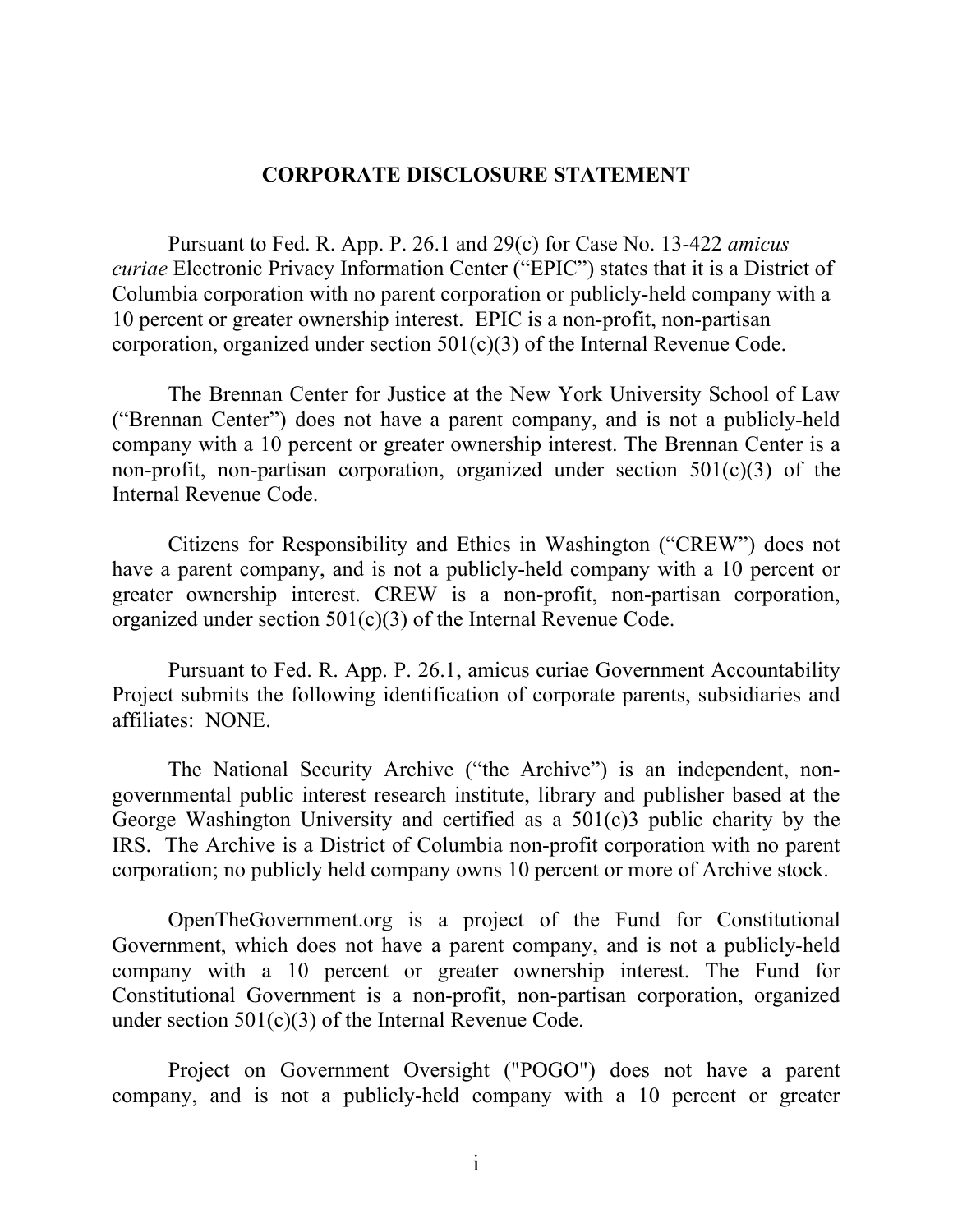## CORPORATE DISCLOSURE STATEMENT

Pursuant to Fed. R. App. P. 26.1 and 29(c) for Case No. 13-422 *amicus curiae* Electronic Privacy Information Center ("EPIC") states that it is a District of Columbia corporation with no parent corporation or publicly-held company with a 10 percent or greater ownership interest. EPIC is a non-profit, non-partisan corporation, organized under section 501(c)(3) of the Internal Revenue Code.

The Brennan Center for Justice at the New York University School of Law ("Brennan Center") does not have a parent company, and is not a publicly-held company with a 10 percent or greater ownership interest. The Brennan Center is a non-profit, non-partisan corporation, organized under section 501(c)(3) of the Internal Revenue Code.

Citizens for Responsibility and Ethics in Washington ("CREW") does not have a parent company, and is not a publicly-held company with a 10 percent or greater ownership interest. CREW is a non-profit, non-partisan corporation, organized under section 501(c)(3) of the Internal Revenue Code.

Pursuant to Fed. R. App. P. 26.1, amicus curiae Government Accountability Project submits the following identification of corporate parents, subsidiaries and affiliates: NONE.

The National Security Archive ("the Archive") is an independent, non-governmental public interest research institute, library and publisher based at the George Washington University and certified as a 501(c)3 public charity by the IRS. The Archive is a District of Columbia non-profit corporation with no parent corporation; no publicly held company owns 10 percent or more of Archive stock.

OpenTheGovernment.org is a project of the Fund for Constitutional Government, which does not have a parent company, and is not a publicly-held company with a 10 percent or greater ownership interest. The Fund for Constitutional Government is a non-profit, non-partisan corporation, organized under section 501(c)(3) of the Internal Revenue Code.

Project on Government Oversight ("POGO") does not have a parent company, and is not a publicly-held company with a 10 percent or greater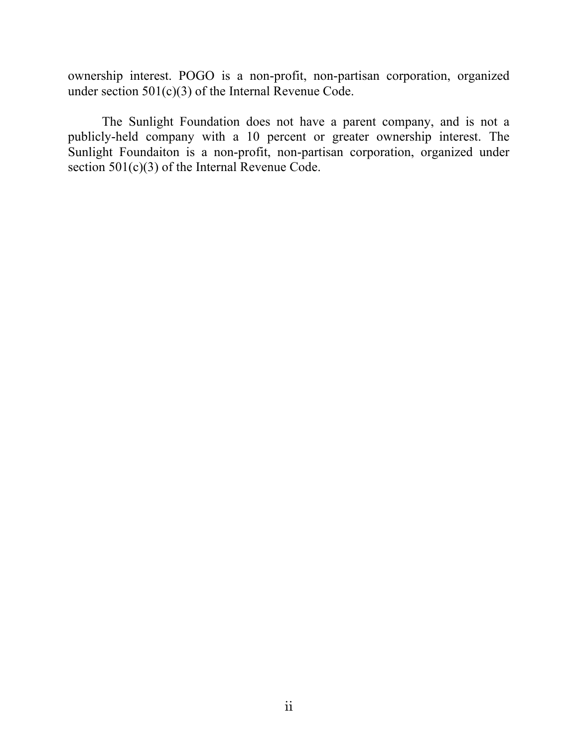ownership interest. POGO is a non-profit, non-partisan corporation, organized under section 501(c)(3) of the Internal Revenue Code.

The Sunlight Foundation does not have a parent company, and is not a publicly-held company with a 10 percent or greater ownership interest. The Sunlight Foundaiton is a non-profit, non-partisan corporation, organized under section 501(c)(3) of the Internal Revenue Code.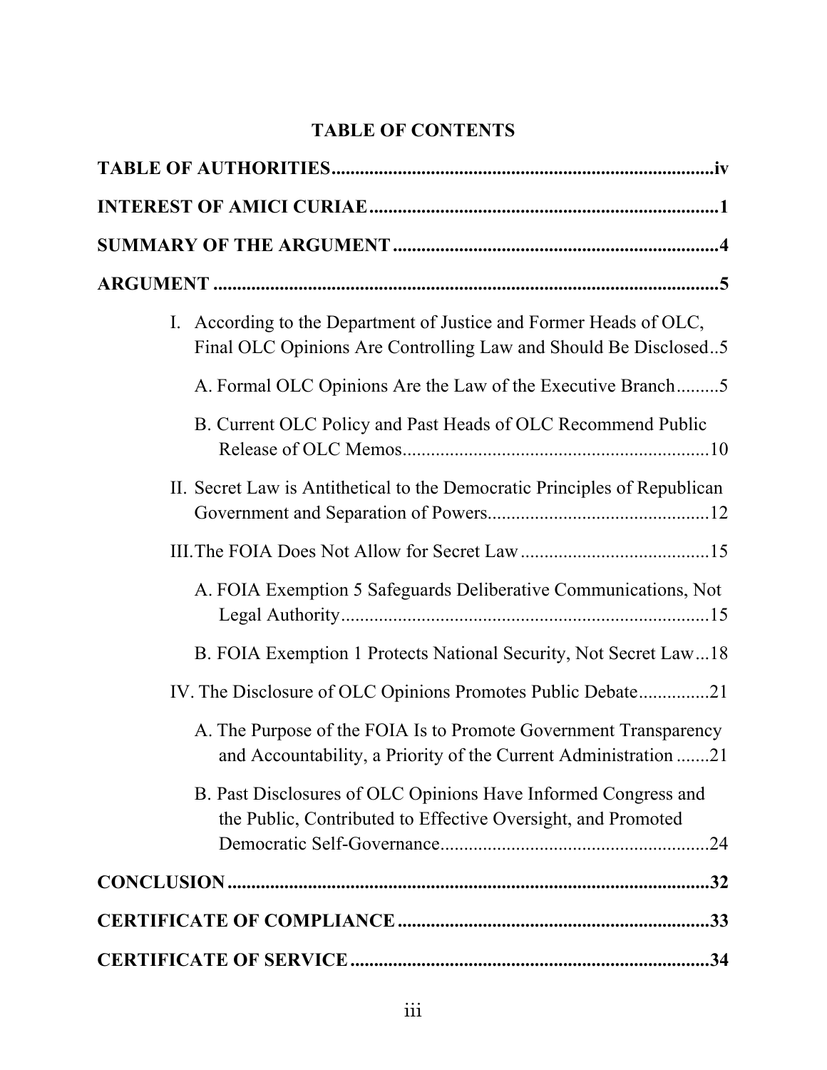# TABLE OF CONTENTS

**TABLE OF AUTHORITIES** ..... iv

**INTEREST OF AMICI CURIAE** ..... 1

**SUMMARY OF THE ARGUMENT** ..... 4

**ARGUMENT** ..... 5

- I. According to the Department of Justice and Former Heads of OLC, Final OLC Opinions Are Controlling Law and Should Be Disclosed ..... 5
  - A. Formal OLC Opinions Are the Law of the Executive Branch ..... 5
  - B. Current OLC Policy and Past Heads of OLC Recommend Public Release of OLC Memos ..... 10
- II. Secret Law is Antithetical to the Democratic Principles of Republican Government and Separation of Powers ..... 12
- III. The FOIA Does Not Allow for Secret Law ..... 15
  - A. FOIA Exemption 5 Safeguards Deliberative Communications, Not Legal Authority ..... 15
  - B. FOIA Exemption 1 Protects National Security, Not Secret Law ..... 18
- IV. The Disclosure of OLC Opinions Promotes Public Debate ..... 21
  - A. The Purpose of the FOIA Is to Promote Government Transparency and Accountability, a Priority of the Current Administration ..... 21
  - B. Past Disclosures of OLC Opinions Have Informed Congress and the Public, Contributed to Effective Oversight, and Promoted Democratic Self-Governance ..... 24

**CONCLUSION** ..... 32

**CERTIFICATE OF COMPLIANCE** ..... 33

**CERTIFICATE OF SERVICE** ..... 34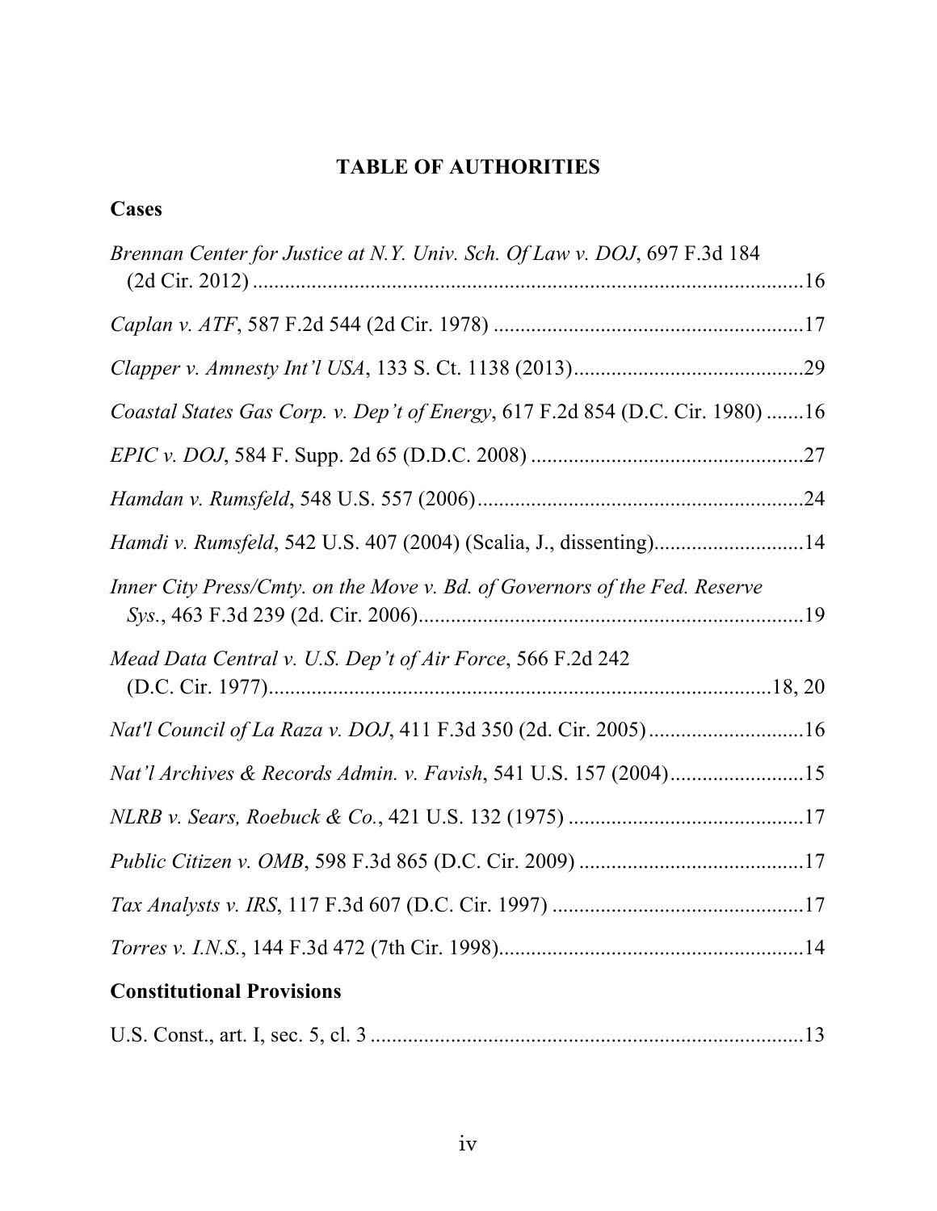# TABLE OF AUTHORITIES

## Cases

*Brennan Center for Justice at N.Y. Univ. Sch. Of Law v. DOJ*, 697 F.3d 184 (2d Cir. 2012) ........................................................................................16

*Caplan v. ATF*, 587 F.2d 544 (2d Cir. 1978) ..........................................................17

*Clapper v. Amnesty Int'l USA*, 133 S. Ct. 1138 (2013)...........................................29

*Coastal States Gas Corp. v. Dep't of Energy*, 617 F.2d 854 (D.C. Cir. 1980) .......16

*EPIC v. DOJ*, 584 F. Supp. 2d 65 (D.D.C. 2008) ...................................................27

*Hamdan v. Rumsfeld*, 548 U.S. 557 (2006).............................................................24

*Hamdi v. Rumsfeld*, 542 U.S. 407 (2004) (Scalia, J., dissenting)............................14

*Inner City Press/Cmty. on the Move v. Bd. of Governors of the Fed. Reserve Sys.*, 463 F.3d 239 (2d. Cir. 2006).........................................................................19

*Mead Data Central v. U.S. Dep't of Air Force*, 566 F.2d 242 (D.C. Cir. 1977)...............................................................................................18, 20

*Nat'l Council of La Raza v. DOJ*, 411 F.3d 350 (2d. Cir. 2005).............................16

*Nat'l Archives & Records Admin. v. Favish*, 541 U.S. 157 (2004).........................15

*NLRB v. Sears, Roebuck & Co.*, 421 U.S. 132 (1975) ............................................17

*Public Citizen v. OMB*, 598 F.3d 865 (D.C. Cir. 2009) ..........................................17

*Tax Analysts v. IRS*, 117 F.3d 607 (D.C. Cir. 1997) ...............................................17

*Torres v. I.N.S.*, 144 F.3d 472 (7th Cir. 1998).........................................................14

## Constitutional Provisions

U.S. Const., art. I, sec. 5, cl. 3 .................................................................................13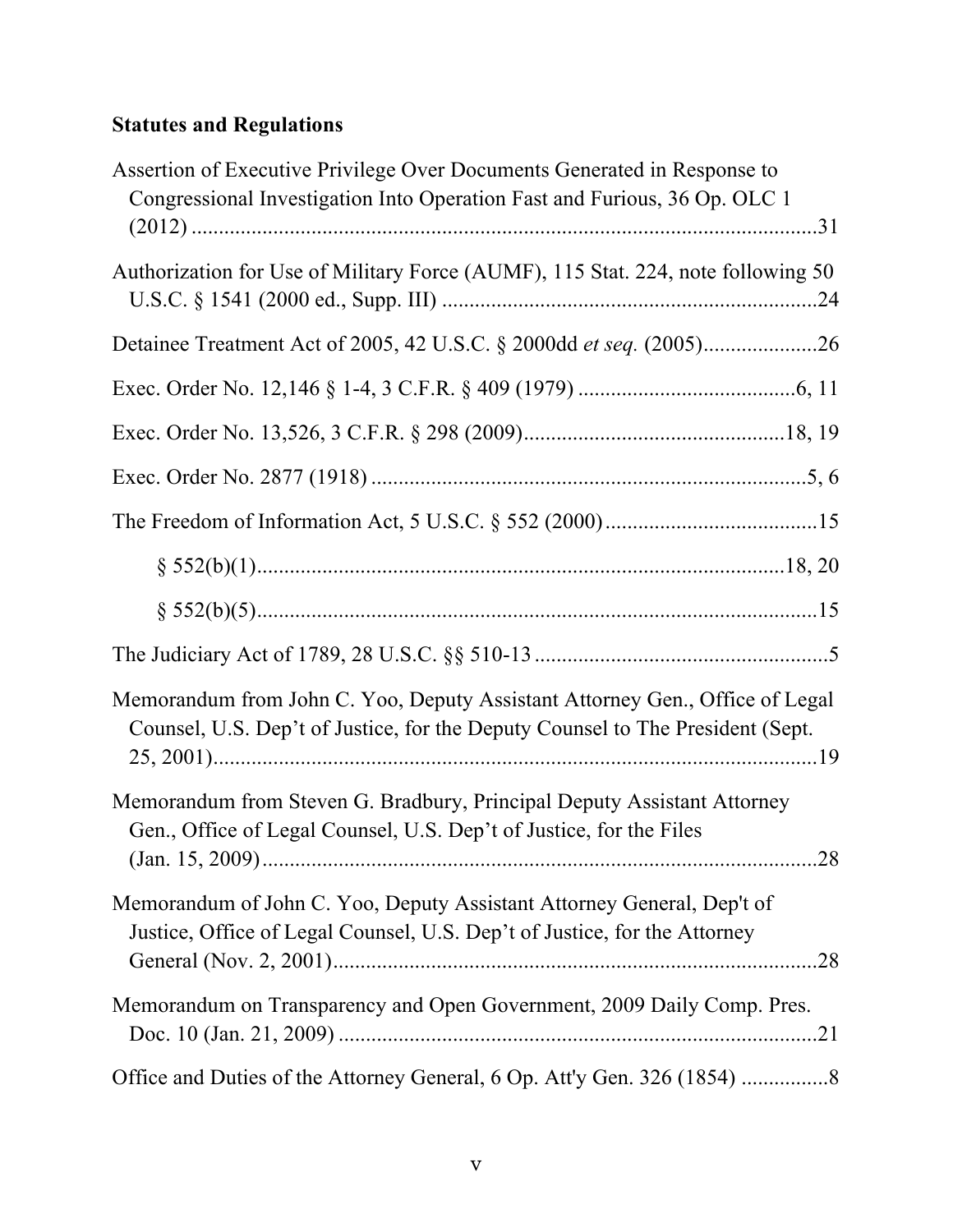**Statutes and Regulations**

Assertion of Executive Privilege Over Documents Generated in Response to Congressional Investigation Into Operation Fast and Furious, 36 Op. OLC 1 (2012) ....................................................................................................31

Authorization for Use of Military Force (AUMF), 115 Stat. 224, note following 50 U.S.C. § 1541 (2000 ed., Supp. III) ....................................................................24

Detainee Treatment Act of 2005, 42 U.S.C. § 2000dd *et seq.* (2005).....................26

Exec. Order No. 12,146 § 1-4, 3 C.F.R. § 409 (1979) .........................................6, 11

Exec. Order No. 13,526, 3 C.F.R. § 298 (2009)................................................18, 19

Exec. Order No. 2877 (1918) ................................................................................5, 6

The Freedom of Information Act, 5 U.S.C. § 552 (2000).......................................15

§ 552(b)(1)..................................................................................................18, 20

§ 552(b)(5)......................................................................................................15

The Judiciary Act of 1789, 28 U.S.C. §§ 510-13 ......................................................5

Memorandum from John C. Yoo, Deputy Assistant Attorney Gen., Office of Legal Counsel, U.S. Dep't of Justice, for the Deputy Counsel to The President (Sept. 25, 2001)...............................................................................................19

Memorandum from Steven G. Bradbury, Principal Deputy Assistant Attorney Gen., Office of Legal Counsel, U.S. Dep't of Justice, for the Files (Jan. 15, 2009).....................................................................................................28

Memorandum of John C. Yoo, Deputy Assistant Attorney General, Dep't of Justice, Office of Legal Counsel, U.S. Dep't of Justice, for the Attorney General (Nov. 2, 2001)........................................................................................28

Memorandum on Transparency and Open Government, 2009 Daily Comp. Pres. Doc. 10 (Jan. 21, 2009) ........................................................................................21

Office and Duties of the Attorney General, 6 Op. Att'y Gen. 326 (1854) ................8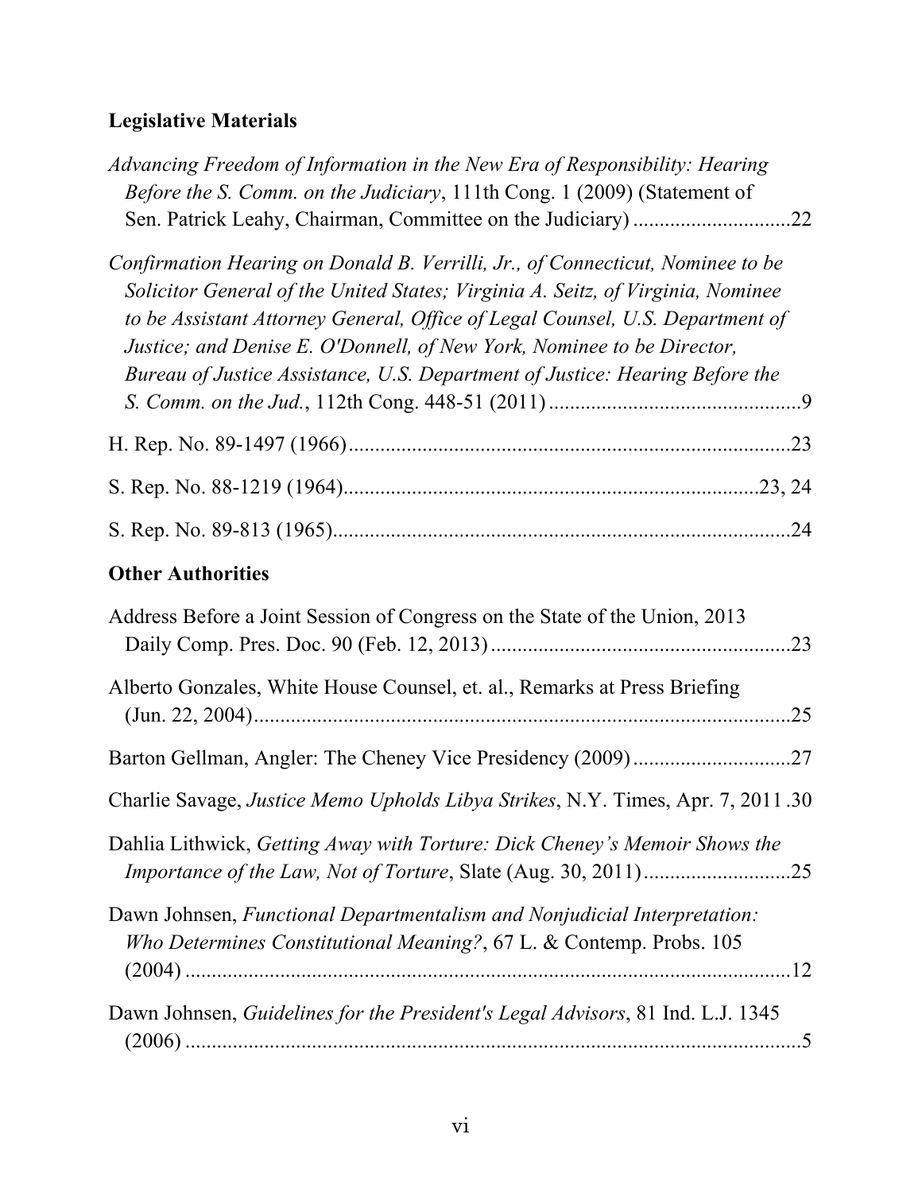**Legislative Materials**

*Advancing Freedom of Information in the New Era of Responsibility: Hearing Before the S. Comm. on the Judiciary*, 111th Cong. 1 (2009) (Statement of Sen. Patrick Leahy, Chairman, Committee on the Judiciary) .............................22

*Confirmation Hearing on Donald B. Verrilli, Jr., of Connecticut, Nominee to be Solicitor General of the United States; Virginia A. Seitz, of Virginia, Nominee to be Assistant Attorney General, Office of Legal Counsel, U.S. Department of Justice; and Denise E. O'Donnell, of New York, Nominee to be Director, Bureau of Justice Assistance, U.S. Department of Justice: Hearing Before the S. Comm. on the Jud.*, 112th Cong. 448-51 (2011) ................................................9

H. Rep. No. 89-1497 (1966) ....................................................................................23

S. Rep. No. 88-1219 (1964)...............................................................................23, 24

S. Rep. No. 89-813 (1965).......................................................................................24

**Other Authorities**

Address Before a Joint Session of Congress on the State of the Union, 2013 Daily Comp. Pres. Doc. 90 (Feb. 12, 2013) .........................................................23

Alberto Gonzales, White House Counsel, et. al., Remarks at Press Briefing (Jun. 22, 2004).......................................................................................................25

Barton Gellman, Angler: The Cheney Vice Presidency (2009) ..............................27

Charlie Savage, *Justice Memo Upholds Libya Strikes*, N.Y. Times, Apr. 7, 2011 .30

Dahlia Lithwick, *Getting Away with Torture: Dick Cheney's Memoir Shows the Importance of the Law, Not of Torture*, Slate (Aug. 30, 2011) ............................25

Dawn Johnsen, *Functional Departmentalism and Nonjudicial Interpretation: Who Determines Constitutional Meaning?*, 67 L. & Contemp. Probs. 105 (2004) ....................................................................................................................12

Dawn Johnsen, *Guidelines for the President's Legal Advisors*, 81 Ind. L.J. 1345 (2006) ......................................................................................................................5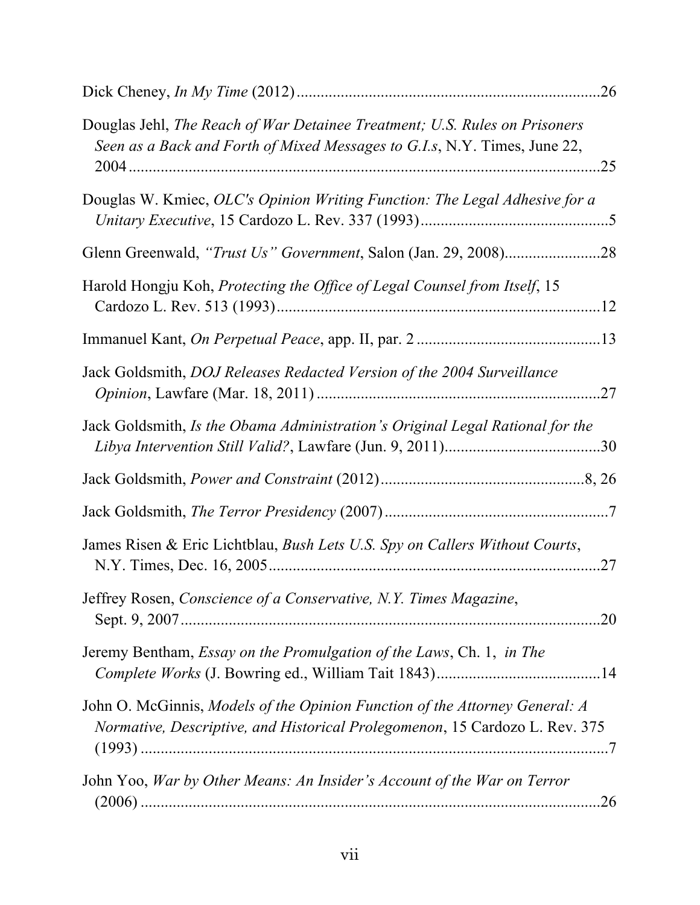Dick Cheney, *In My Time* (2012) ..........................................................................26

Douglas Jehl, *The Reach of War Detainee Treatment; U.S. Rules on Prisoners Seen as a Back and Forth of Mixed Messages to G.I.s*, N.Y. Times, June 22, 2004 .....................................................................................................................25

Douglas W. Kmiec, *OLC's Opinion Writing Function: The Legal Adhesive for a Unitary Executive*, 15 Cardozo L. Rev. 337 (1993) ..............................................5

Glenn Greenwald, *"Trust Us" Government*, Salon (Jan. 29, 2008).......................28

Harold Hongju Koh, *Protecting the Office of Legal Counsel from Itself*, 15 Cardozo L. Rev. 513 (1993) ...............................................................................12

Immanuel Kant, *On Perpetual Peace*, app. II, par. 2 .............................................13

Jack Goldsmith, *DOJ Releases Redacted Version of the 2004 Surveillance Opinion*, Lawfare (Mar. 18, 2011) ......................................................................27

Jack Goldsmith, *Is the Obama Administration's Original Legal Rational for the Libya Intervention Still Valid?*, Lawfare (Jun. 9, 2011)......................................30

Jack Goldsmith, *Power and Constraint* (2012)..................................................8, 26

Jack Goldsmith, *The Terror Presidency* (2007) .......................................................7

James Risen & Eric Lichtblau, *Bush Lets U.S. Spy on Callers Without Courts*, N.Y. Times, Dec. 16, 2005...................................................................................27

Jeffrey Rosen, *Conscience of a Conservative, N.Y. Times Magazine*, Sept. 9, 2007.........................................................................................................20

Jeremy Bentham, *Essay on the Promulgation of the Laws*, Ch. 1, *in The Complete Works* (J. Bowring ed., William Tait 1843).........................................14

John O. McGinnis, *Models of the Opinion Function of the Attorney General: A Normative, Descriptive, and Historical Prolegomenon*, 15 Cardozo L. Rev. 375 (1993) .....................................................................................................................7

John Yoo, *War by Other Means: An Insider's Account of the War on Terror* (2006) ....................................................................................................................26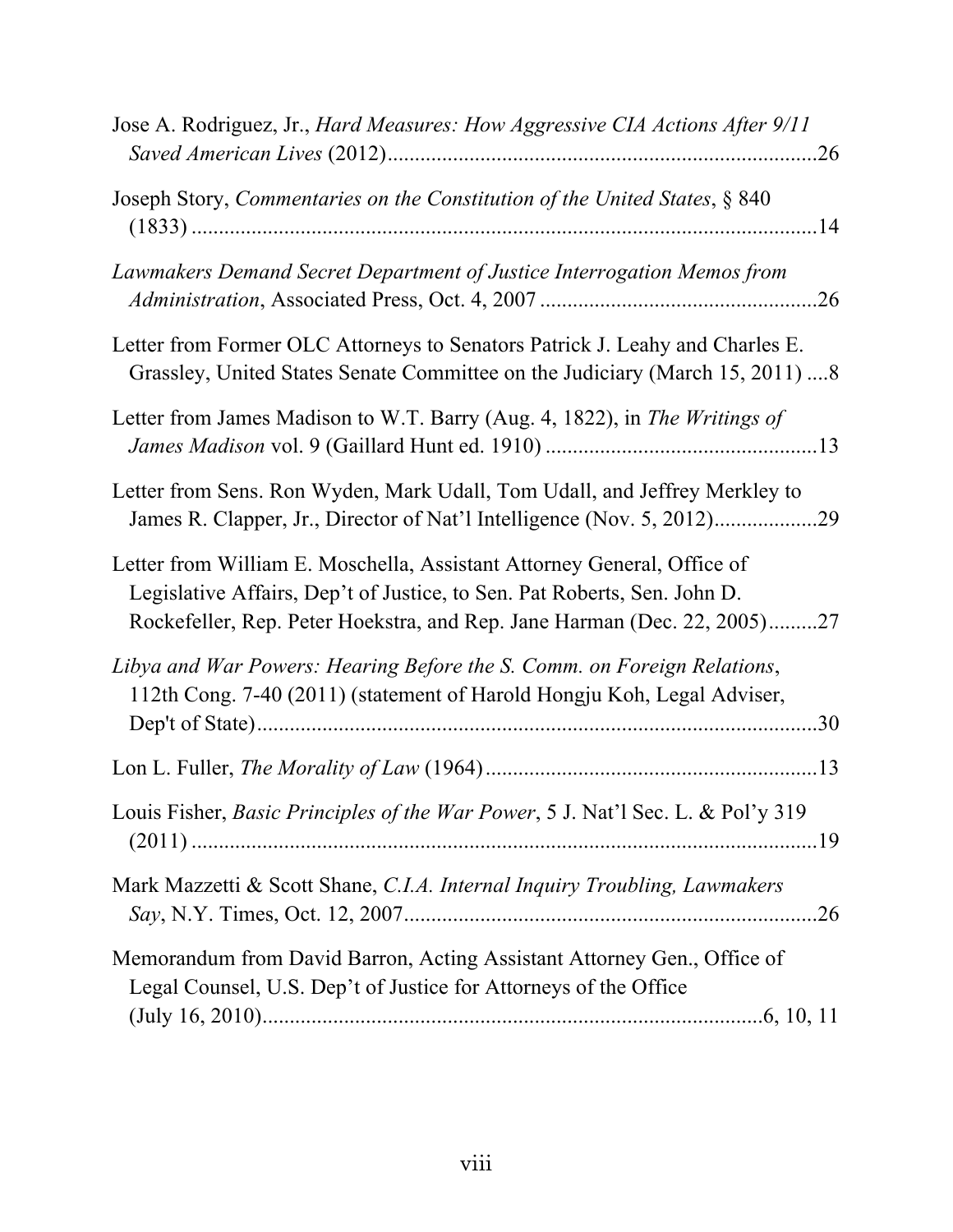Jose A. Rodriguez, Jr., *Hard Measures: How Aggressive CIA Actions After 9/11 Saved American Lives* (2012) ............................................................................26

Joseph Story, *Commentaries on the Constitution of the United States*, § 840 (1833) ....................................................................................................................14

*Lawmakers Demand Secret Department of Justice Interrogation Memos from Administration*, Associated Press, Oct. 4, 2007 ..................................................26

Letter from Former OLC Attorneys to Senators Patrick J. Leahy and Charles E. Grassley, United States Senate Committee on the Judiciary (March 15, 2011) ....8

Letter from James Madison to W.T. Barry (Aug. 4, 1822), in *The Writings of James Madison* vol. 9 (Gaillard Hunt ed. 1910) .................................................13

Letter from Sens. Ron Wyden, Mark Udall, Tom Udall, and Jeffrey Merkley to James R. Clapper, Jr., Director of Nat'l Intelligence (Nov. 5, 2012)..................29

Letter from William E. Moschella, Assistant Attorney General, Office of Legislative Affairs, Dep't of Justice, to Sen. Pat Roberts, Sen. John D. Rockefeller, Rep. Peter Hoekstra, and Rep. Jane Harman (Dec. 22, 2005).........27

*Libya and War Powers: Hearing Before the S. Comm. on Foreign Relations*, 112th Cong. 7-40 (2011) (statement of Harold Hongju Koh, Legal Adviser, Dep't of State).......................................................................................................30

Lon L. Fuller, *The Morality of Law* (1964) ............................................................13

Louis Fisher, *Basic Principles of the War Power*, 5 J. Nat'l Sec. L. & Pol'y 319 (2011) ....................................................................................................................19

Mark Mazzetti & Scott Shane, *C.I.A. Internal Inquiry Troubling, Lawmakers Say*, N.Y. Times, Oct. 12, 2007...........................................................................26

Memorandum from David Barron, Acting Assistant Attorney Gen., Office of Legal Counsel, U.S. Dep't of Justice for Attorneys of the Office (July 16, 2010)...........................................................................................6, 10, 11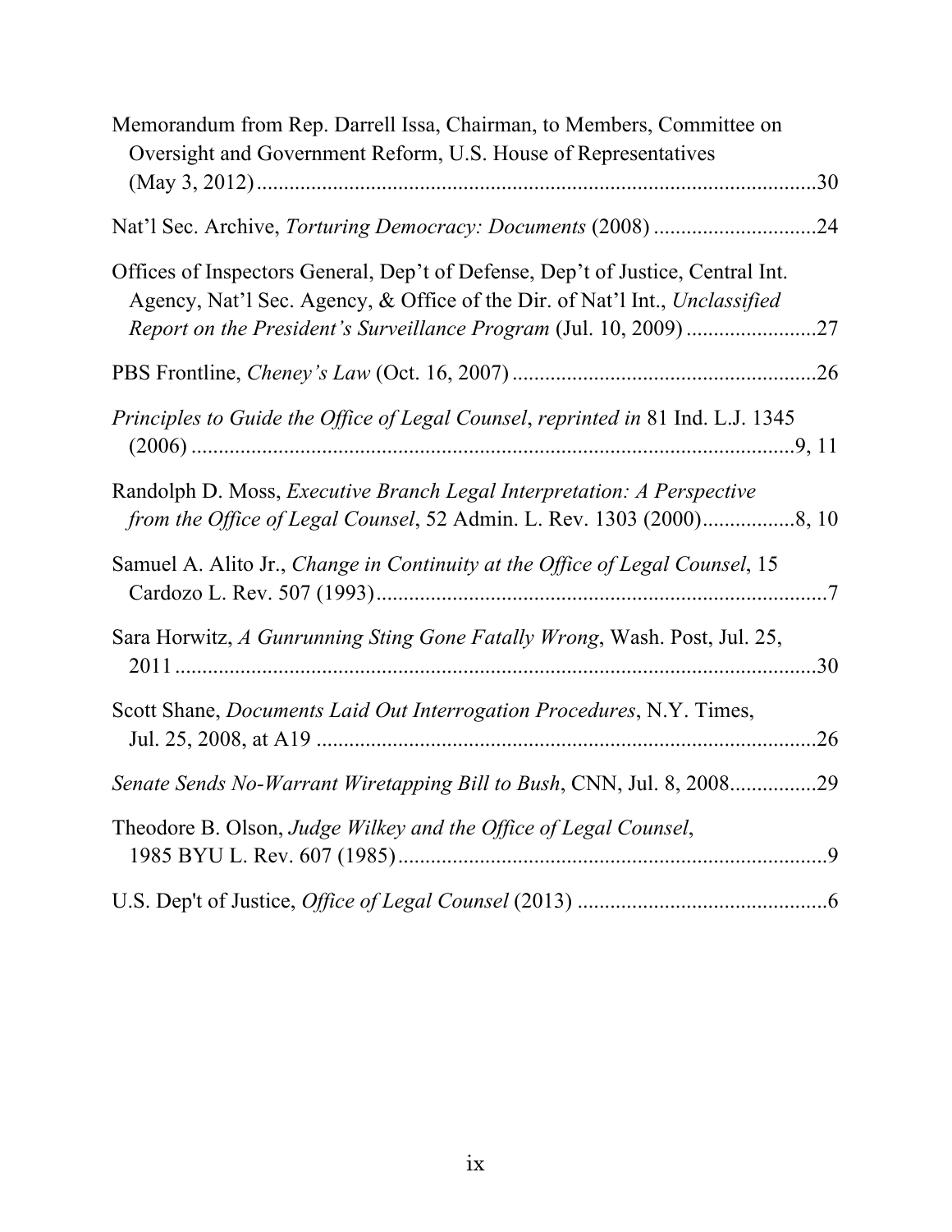Memorandum from Rep. Darrell Issa, Chairman, to Members, Committee on Oversight and Government Reform, U.S. House of Representatives (May 3, 2012) ....................................................................................................30

Nat'l Sec. Archive, *Torturing Democracy: Documents* (2008) .............................24

Offices of Inspectors General, Dep't of Defense, Dep't of Justice, Central Int. Agency, Nat'l Sec. Agency, & Office of the Dir. of Nat'l Int., *Unclassified Report on the President's Surveillance Program* (Jul. 10, 2009) ........................27

PBS Frontline, *Cheney's Law* (Oct. 16, 2007) .......................................................26

*Principles to Guide the Office of Legal Counsel*, *reprinted in* 81 Ind. L.J. 1345 (2006) ...............................................................................................................9, 11

Randolph D. Moss, *Executive Branch Legal Interpretation: A Perspective from the Office of Legal Counsel*, 52 Admin. L. Rev. 1303 (2000)................8, 10

Samuel A. Alito Jr., *Change in Continuity at the Office of Legal Counsel*, 15 Cardozo L. Rev. 507 (1993)..................................................................................7

Sara Horwitz, *A Gunrunning Sting Gone Fatally Wrong*, Wash. Post, Jul. 25, 2011 ....................................................................................................................30

Scott Shane, *Documents Laid Out Interrogation Procedures*, N.Y. Times, Jul. 25, 2008, at A19 ...........................................................................................26

*Senate Sends No-Warrant Wiretapping Bill to Bush*, CNN, Jul. 8, 2008................29

Theodore B. Olson, *Judge Wilkey and the Office of Legal Counsel*, 1985 BYU L. Rev. 607 (1985)..............................................................................9

U.S. Dep't of Justice, *Office of Legal Counsel* (2013) .............................................6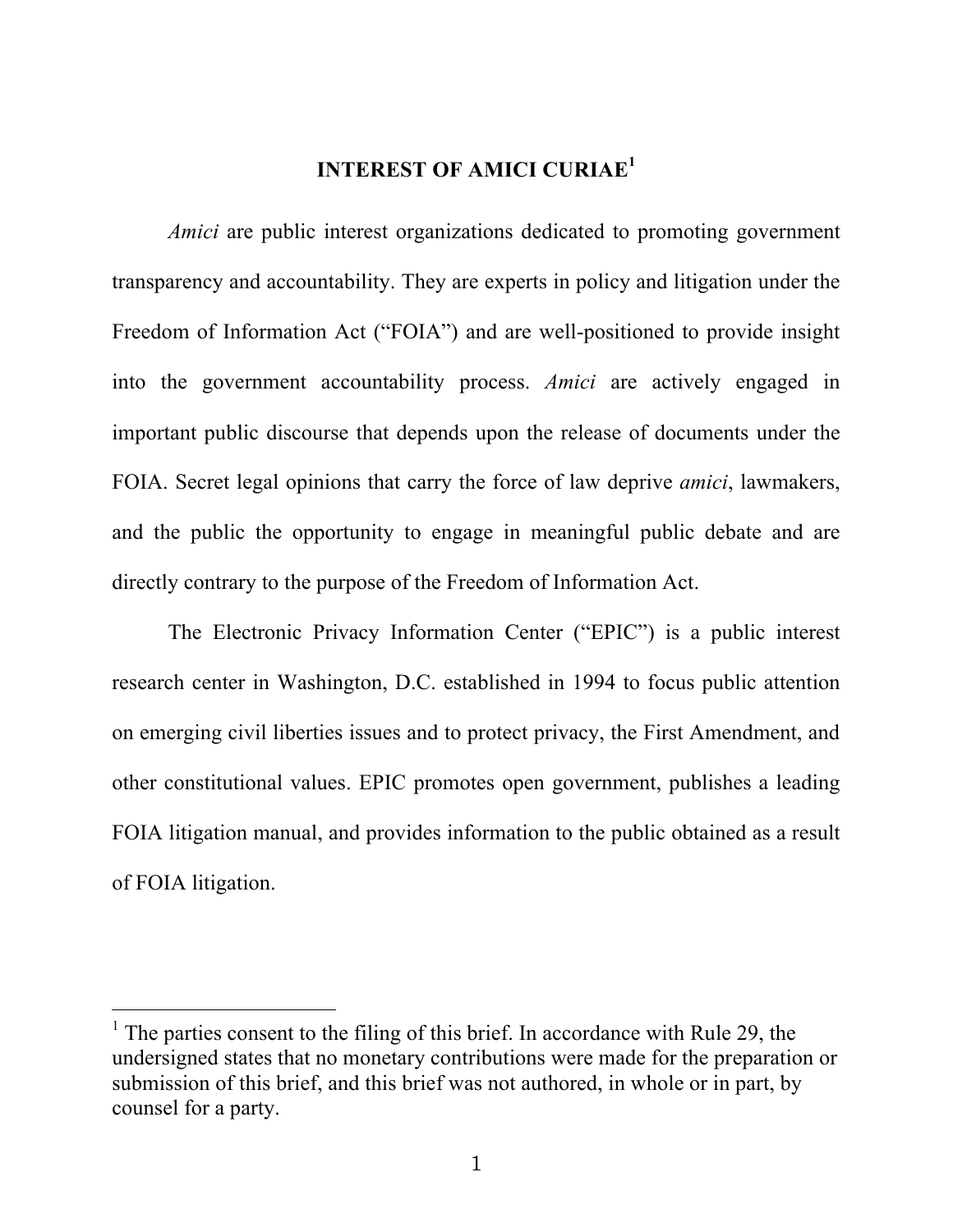## INTEREST OF AMICI CURIAE[1]

*Amici* are public interest organizations dedicated to promoting government transparency and accountability. They are experts in policy and litigation under the Freedom of Information Act ("FOIA") and are well-positioned to provide insight into the government accountability process. *Amici* are actively engaged in important public discourse that depends upon the release of documents under the FOIA. Secret legal opinions that carry the force of law deprive *amici*, lawmakers, and the public the opportunity to engage in meaningful public debate and are directly contrary to the purpose of the Freedom of Information Act.

The Electronic Privacy Information Center ("EPIC") is a public interest research center in Washington, D.C. established in 1994 to focus public attention on emerging civil liberties issues and to protect privacy, the First Amendment, and other constitutional values. EPIC promotes open government, publishes a leading FOIA litigation manual, and provides information to the public obtained as a result of FOIA litigation.

---

[1] The parties consent to the filing of this brief. In accordance with Rule 29, the undersigned states that no monetary contributions were made for the preparation or submission of this brief, and this brief was not authored, in whole or in part, by counsel for a party.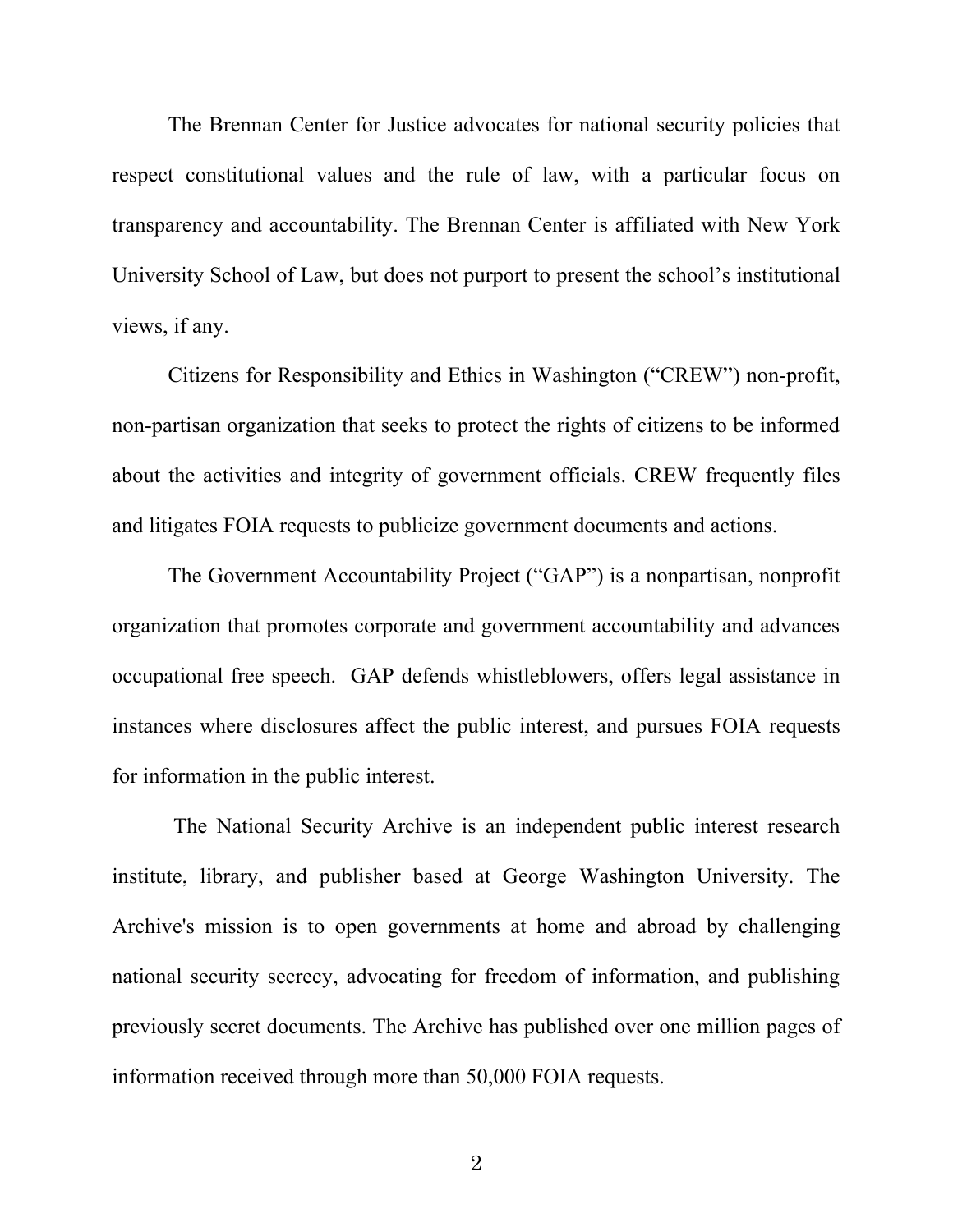The Brennan Center for Justice advocates for national security policies that respect constitutional values and the rule of law, with a particular focus on transparency and accountability. The Brennan Center is affiliated with New York University School of Law, but does not purport to present the school's institutional views, if any.

Citizens for Responsibility and Ethics in Washington ("CREW") non-profit, non-partisan organization that seeks to protect the rights of citizens to be informed about the activities and integrity of government officials. CREW frequently files and litigates FOIA requests to publicize government documents and actions.

The Government Accountability Project ("GAP") is a nonpartisan, nonprofit organization that promotes corporate and government accountability and advances occupational free speech. GAP defends whistleblowers, offers legal assistance in instances where disclosures affect the public interest, and pursues FOIA requests for information in the public interest.

The National Security Archive is an independent public interest research institute, library, and publisher based at George Washington University. The Archive's mission is to open governments at home and abroad by challenging national security secrecy, advocating for freedom of information, and publishing previously secret documents. The Archive has published over one million pages of information received through more than 50,000 FOIA requests.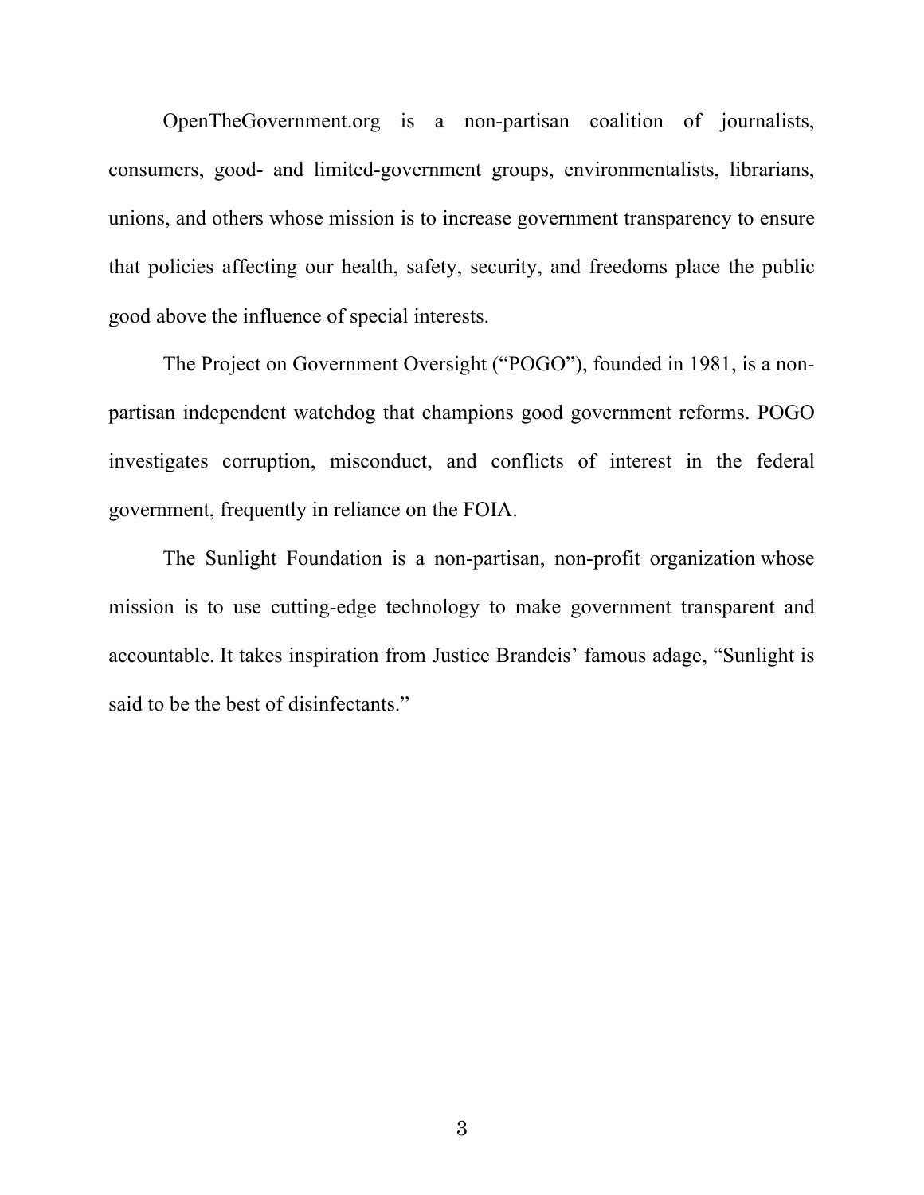OpenTheGovernment.org is a non-partisan coalition of journalists, consumers, good- and limited-government groups, environmentalists, librarians, unions, and others whose mission is to increase government transparency to ensure that policies affecting our health, safety, security, and freedoms place the public good above the influence of special interests.

The Project on Government Oversight ("POGO"), founded in 1981, is a non-partisan independent watchdog that champions good government reforms. POGO investigates corruption, misconduct, and conflicts of interest in the federal government, frequently in reliance on the FOIA.

The Sunlight Foundation is a non-partisan, non-profit organization whose mission is to use cutting-edge technology to make government transparent and accountable. It takes inspiration from Justice Brandeis' famous adage, "Sunlight is said to be the best of disinfectants."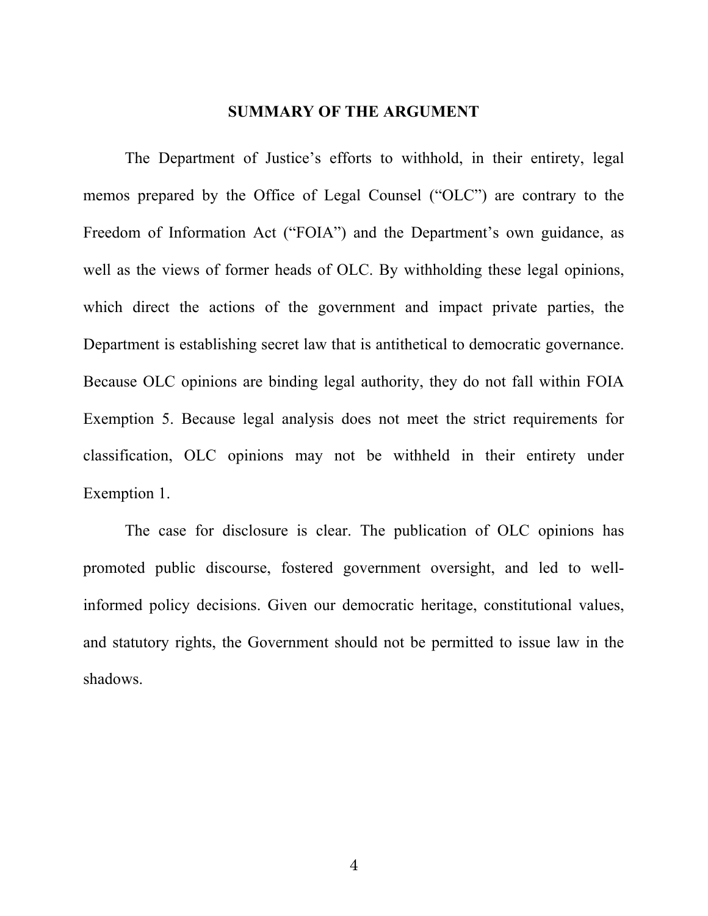## SUMMARY OF THE ARGUMENT

The Department of Justice's efforts to withhold, in their entirety, legal memos prepared by the Office of Legal Counsel ("OLC") are contrary to the Freedom of Information Act ("FOIA") and the Department's own guidance, as well as the views of former heads of OLC. By withholding these legal opinions, which direct the actions of the government and impact private parties, the Department is establishing secret law that is antithetical to democratic governance. Because OLC opinions are binding legal authority, they do not fall within FOIA Exemption 5. Because legal analysis does not meet the strict requirements for classification, OLC opinions may not be withheld in their entirety under Exemption 1.

The case for disclosure is clear. The publication of OLC opinions has promoted public discourse, fostered government oversight, and led to well-informed policy decisions. Given our democratic heritage, constitutional values, and statutory rights, the Government should not be permitted to issue law in the shadows.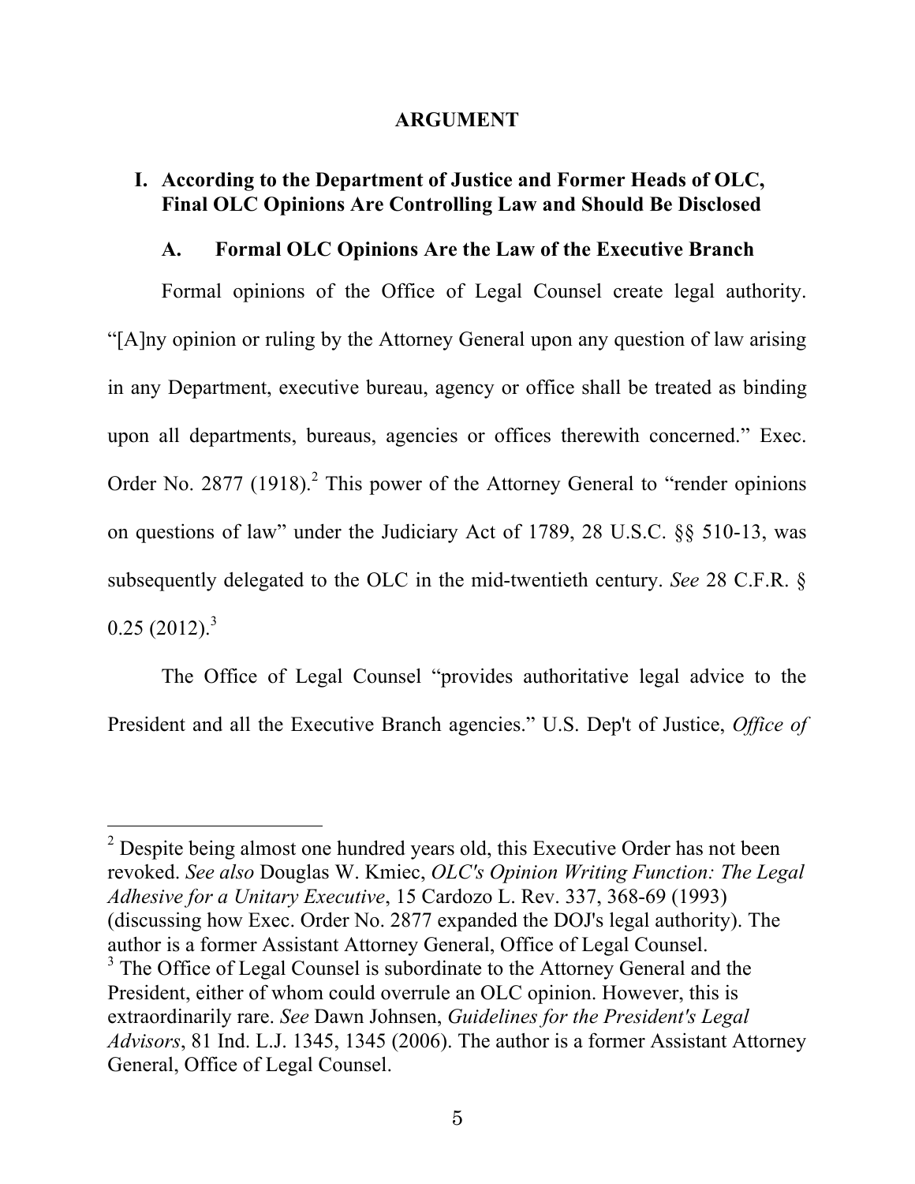# ARGUMENT

## I. According to the Department of Justice and Former Heads of OLC, Final OLC Opinions Are Controlling Law and Should Be Disclosed

### A. Formal OLC Opinions Are the Law of the Executive Branch

Formal opinions of the Office of Legal Counsel create legal authority. "[A]ny opinion or ruling by the Attorney General upon any question of law arising in any Department, executive bureau, agency or office shall be treated as binding upon all departments, bureaus, agencies or offices therewith concerned." Exec. Order No. 2877 (1918).[2] This power of the Attorney General to "render opinions on questions of law" under the Judiciary Act of 1789, 28 U.S.C. §§ 510-13, was subsequently delegated to the OLC in the mid-twentieth century. *See* 28 C.F.R. § 0.25 (2012).[3]

The Office of Legal Counsel "provides authoritative legal advice to the President and all the Executive Branch agencies." U.S. Dep't of Justice, *Office of*

---

[2] Despite being almost one hundred years old, this Executive Order has not been revoked. *See also* Douglas W. Kmiec, *OLC's Opinion Writing Function: The Legal Adhesive for a Unitary Executive*, 15 Cardozo L. Rev. 337, 368-69 (1993) (discussing how Exec. Order No. 2877 expanded the DOJ's legal authority). The author is a former Assistant Attorney General, Office of Legal Counsel.

[3] The Office of Legal Counsel is subordinate to the Attorney General and the President, either of whom could overrule an OLC opinion. However, this is extraordinarily rare. *See* Dawn Johnsen, *Guidelines for the President's Legal Advisors*, 81 Ind. L.J. 1345, 1345 (2006). The author is a former Assistant Attorney General, Office of Legal Counsel.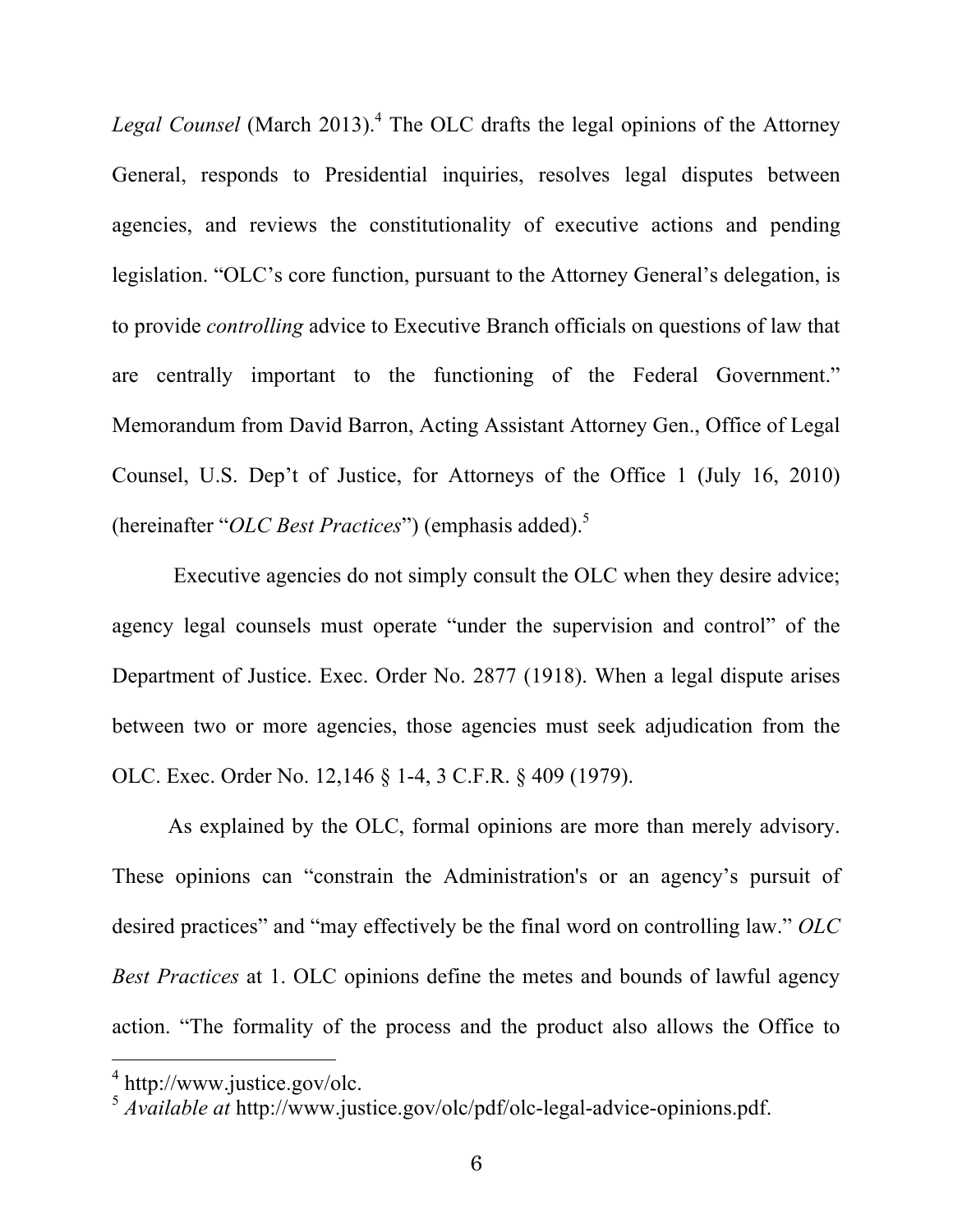*Legal Counsel* (March 2013).[4] The OLC drafts the legal opinions of the Attorney General, responds to Presidential inquiries, resolves legal disputes between agencies, and reviews the constitutionality of executive actions and pending legislation. "OLC's core function, pursuant to the Attorney General's delegation, is to provide *controlling* advice to Executive Branch officials on questions of law that are centrally important to the functioning of the Federal Government." Memorandum from David Barron, Acting Assistant Attorney Gen., Office of Legal Counsel, U.S. Dep't of Justice, for Attorneys of the Office 1 (July 16, 2010) (hereinafter "*OLC Best Practices*") (emphasis added).[5]

Executive agencies do not simply consult the OLC when they desire advice; agency legal counsels must operate "under the supervision and control" of the Department of Justice. Exec. Order No. 2877 (1918). When a legal dispute arises between two or more agencies, those agencies must seek adjudication from the OLC. Exec. Order No. 12,146 § 1-4, 3 C.F.R. § 409 (1979).

As explained by the OLC, formal opinions are more than merely advisory. These opinions can "constrain the Administration's or an agency's pursuit of desired practices" and "may effectively be the final word on controlling law." *OLC Best Practices* at 1. OLC opinions define the metes and bounds of lawful agency action. "The formality of the process and the product also allows the Office to

---

[4] http://www.justice.gov/olc.

[5] *Available at* http://www.justice.gov/olc/pdf/olc-legal-advice-opinions.pdf.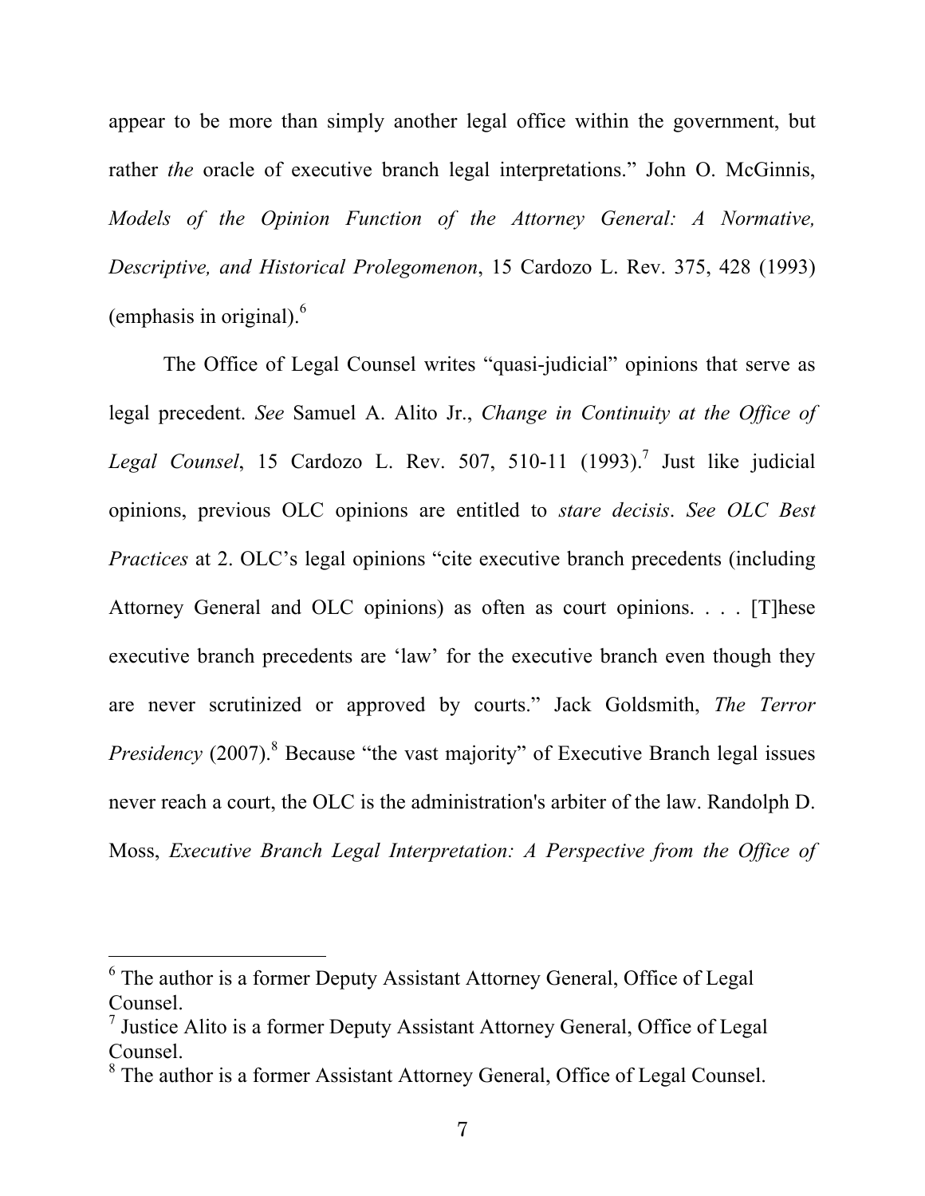appear to be more than simply another legal office within the government, but rather *the* oracle of executive branch legal interpretations." John O. McGinnis, *Models of the Opinion Function of the Attorney General: A Normative, Descriptive, and Historical Prolegomenon*, 15 Cardozo L. Rev. 375, 428 (1993) (emphasis in original).[6]

The Office of Legal Counsel writes "quasi-judicial" opinions that serve as legal precedent. *See* Samuel A. Alito Jr., *Change in Continuity at the Office of Legal Counsel*, 15 Cardozo L. Rev. 507, 510-11 (1993).[7] Just like judicial opinions, previous OLC opinions are entitled to *stare decisis*. *See OLC Best Practices* at 2. OLC's legal opinions "cite executive branch precedents (including Attorney General and OLC opinions) as often as court opinions. . . . [T]hese executive branch precedents are 'law' for the executive branch even though they are never scrutinized or approved by courts." Jack Goldsmith, *The Terror Presidency* (2007).[8] Because "the vast majority" of Executive Branch legal issues never reach a court, the OLC is the administration's arbiter of the law. Randolph D. Moss, *Executive Branch Legal Interpretation: A Perspective from the Office of*

---

[6] The author is a former Deputy Assistant Attorney General, Office of Legal Counsel.

[7] Justice Alito is a former Deputy Assistant Attorney General, Office of Legal Counsel.

[8] The author is a former Assistant Attorney General, Office of Legal Counsel.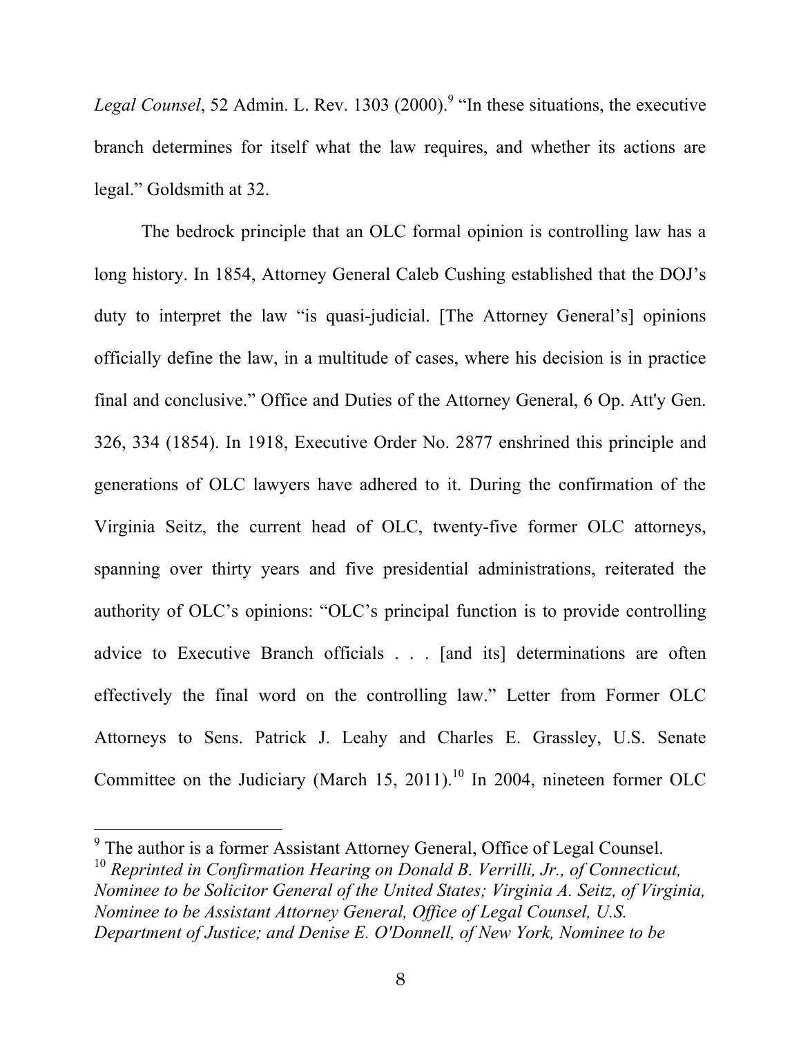*Legal Counsel*, 52 Admin. L. Rev. 1303 (2000).[9] "In these situations, the executive branch determines for itself what the law requires, and whether its actions are legal." Goldsmith at 32.

The bedrock principle that an OLC formal opinion is controlling law has a long history. In 1854, Attorney General Caleb Cushing established that the DOJ's duty to interpret the law "is quasi-judicial. [The Attorney General's] opinions officially define the law, in a multitude of cases, where his decision is in practice final and conclusive." Office and Duties of the Attorney General, 6 Op. Att'y Gen. 326, 334 (1854). In 1918, Executive Order No. 2877 enshrined this principle and generations of OLC lawyers have adhered to it. During the confirmation of the Virginia Seitz, the current head of OLC, twenty-five former OLC attorneys, spanning over thirty years and five presidential administrations, reiterated the authority of OLC's opinions: "OLC's principal function is to provide controlling advice to Executive Branch officials . . . [and its] determinations are often effectively the final word on the controlling law." Letter from Former OLC Attorneys to Sens. Patrick J. Leahy and Charles E. Grassley, U.S. Senate Committee on the Judiciary (March 15, 2011).[10] In 2004, nineteen former OLC

---

[9] The author is a former Assistant Attorney General, Office of Legal Counsel.

[10] *Reprinted in Confirmation Hearing on Donald B. Verrilli, Jr., of Connecticut, Nominee to be Solicitor General of the United States; Virginia A. Seitz, of Virginia, Nominee to be Assistant Attorney General, Office of Legal Counsel, U.S. Department of Justice; and Denise E. O'Donnell, of New York, Nominee to be*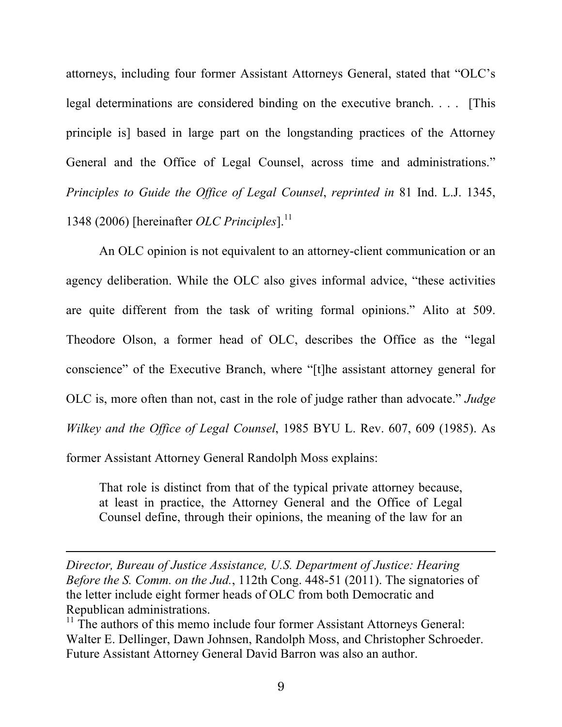attorneys, including four former Assistant Attorneys General, stated that "OLC's legal determinations are considered binding on the executive branch. . . . [This principle is] based in large part on the longstanding practices of the Attorney General and the Office of Legal Counsel, across time and administrations." *Principles to Guide the Office of Legal Counsel*, *reprinted in* 81 Ind. L.J. 1345, 1348 (2006) [hereinafter *OLC Principles*].[11]

An OLC opinion is not equivalent to an attorney-client communication or an agency deliberation. While the OLC also gives informal advice, "these activities are quite different from the task of writing formal opinions." Alito at 509. Theodore Olson, a former head of OLC, describes the Office as the "legal conscience" of the Executive Branch, where "[t]he assistant attorney general for OLC is, more often than not, cast in the role of judge rather than advocate." *Judge Wilkey and the Office of Legal Counsel*, 1985 BYU L. Rev. 607, 609 (1985). As former Assistant Attorney General Randolph Moss explains:

> That role is distinct from that of the typical private attorney because, at least in practice, the Attorney General and the Office of Legal Counsel define, through their opinions, the meaning of the law for an

---

*Director, Bureau of Justice Assistance, U.S. Department of Justice: Hearing Before the S. Comm. on the Jud.*, 112th Cong. 448-51 (2011). The signatories of the letter include eight former heads of OLC from both Democratic and Republican administrations.

[11] The authors of this memo include four former Assistant Attorneys General: Walter E. Dellinger, Dawn Johnsen, Randolph Moss, and Christopher Schroeder. Future Assistant Attorney General David Barron was also an author.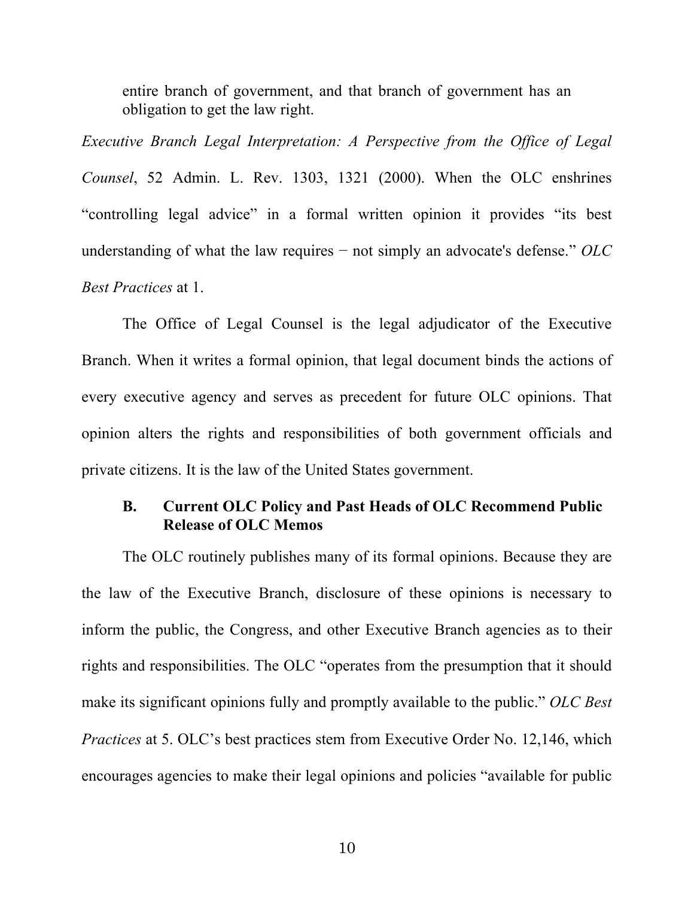entire branch of government, and that branch of government has an obligation to get the law right.

*Executive Branch Legal Interpretation: A Perspective from the Office of Legal Counsel*, 52 Admin. L. Rev. 1303, 1321 (2000). When the OLC enshrines "controlling legal advice" in a formal written opinion it provides "its best understanding of what the law requires − not simply an advocate's defense." *OLC Best Practices* at 1.

The Office of Legal Counsel is the legal adjudicator of the Executive Branch. When it writes a formal opinion, that legal document binds the actions of every executive agency and serves as precedent for future OLC opinions. That opinion alters the rights and responsibilities of both government officials and private citizens. It is the law of the United States government.

### B. Current OLC Policy and Past Heads of OLC Recommend Public Release of OLC Memos

The OLC routinely publishes many of its formal opinions. Because they are the law of the Executive Branch, disclosure of these opinions is necessary to inform the public, the Congress, and other Executive Branch agencies as to their rights and responsibilities. The OLC "operates from the presumption that it should make its significant opinions fully and promptly available to the public." *OLC Best Practices* at 5. OLC's best practices stem from Executive Order No. 12,146, which encourages agencies to make their legal opinions and policies "available for public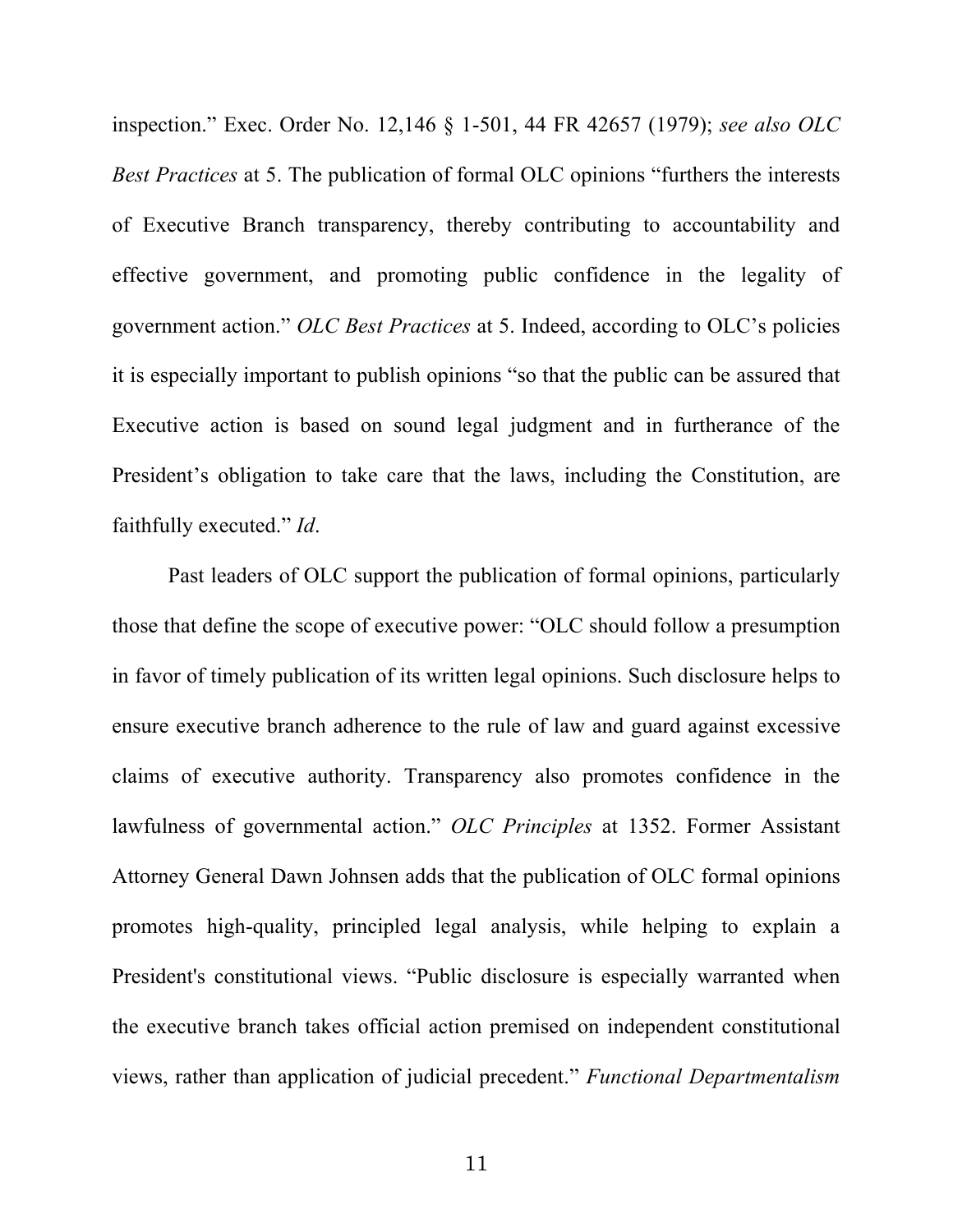inspection." Exec. Order No. 12,146 § 1-501, 44 FR 42657 (1979); *see also OLC Best Practices* at 5. The publication of formal OLC opinions "furthers the interests of Executive Branch transparency, thereby contributing to accountability and effective government, and promoting public confidence in the legality of government action." *OLC Best Practices* at 5. Indeed, according to OLC's policies it is especially important to publish opinions "so that the public can be assured that Executive action is based on sound legal judgment and in furtherance of the President's obligation to take care that the laws, including the Constitution, are faithfully executed." *Id*.

Past leaders of OLC support the publication of formal opinions, particularly those that define the scope of executive power: "OLC should follow a presumption in favor of timely publication of its written legal opinions. Such disclosure helps to ensure executive branch adherence to the rule of law and guard against excessive claims of executive authority. Transparency also promotes confidence in the lawfulness of governmental action." *OLC Principles* at 1352. Former Assistant Attorney General Dawn Johnsen adds that the publication of OLC formal opinions promotes high-quality, principled legal analysis, while helping to explain a President's constitutional views. "Public disclosure is especially warranted when the executive branch takes official action premised on independent constitutional views, rather than application of judicial precedent." *Functional Departmentalism*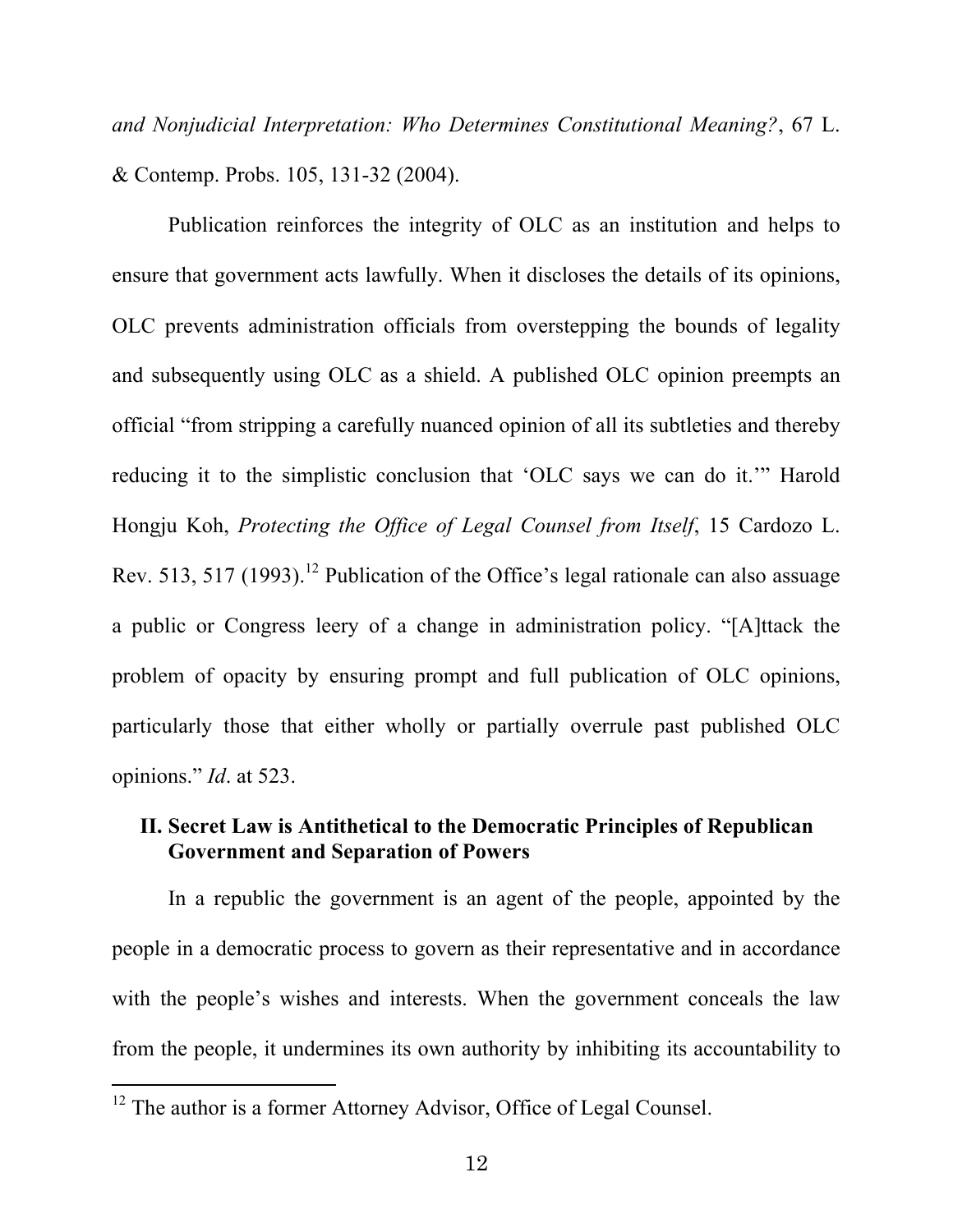*and Nonjudicial Interpretation: Who Determines Constitutional Meaning?*, 67 L. & Contemp. Probs. 105, 131-32 (2004).

Publication reinforces the integrity of OLC as an institution and helps to ensure that government acts lawfully. When it discloses the details of its opinions, OLC prevents administration officials from overstepping the bounds of legality and subsequently using OLC as a shield. A published OLC opinion preempts an official "from stripping a carefully nuanced opinion of all its subtleties and thereby reducing it to the simplistic conclusion that 'OLC says we can do it.'" Harold Hongju Koh, *Protecting the Office of Legal Counsel from Itself*, 15 Cardozo L. Rev. 513, 517 (1993).[12] Publication of the Office's legal rationale can also assuage a public or Congress leery of a change in administration policy. "[A]ttack the problem of opacity by ensuring prompt and full publication of OLC opinions, particularly those that either wholly or partially overrule past published OLC opinions." *Id*. at 523.

## II. Secret Law is Antithetical to the Democratic Principles of Republican Government and Separation of Powers

In a republic the government is an agent of the people, appointed by the people in a democratic process to govern as their representative and in accordance with the people's wishes and interests. When the government conceals the law from the people, it undermines its own authority by inhibiting its accountability to

[12] The author is a former Attorney Advisor, Office of Legal Counsel.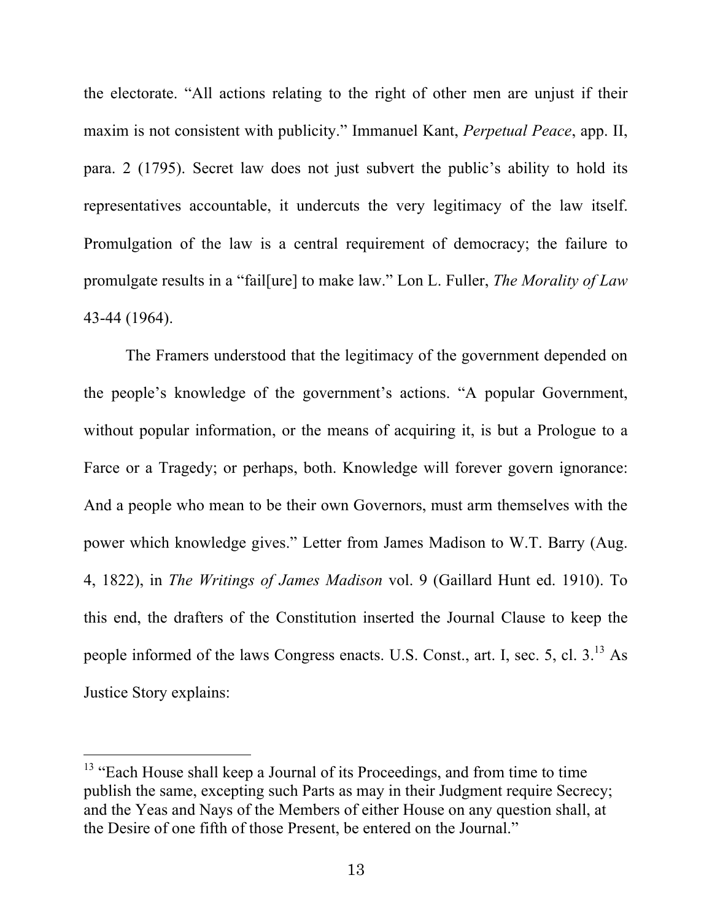the electorate. "All actions relating to the right of other men are unjust if their maxim is not consistent with publicity." Immanuel Kant, *Perpetual Peace*, app. II, para. 2 (1795). Secret law does not just subvert the public's ability to hold its representatives accountable, it undercuts the very legitimacy of the law itself. Promulgation of the law is a central requirement of democracy; the failure to promulgate results in a "fail[ure] to make law." Lon L. Fuller, *The Morality of Law* 43-44 (1964).

The Framers understood that the legitimacy of the government depended on the people's knowledge of the government's actions. "A popular Government, without popular information, or the means of acquiring it, is but a Prologue to a Farce or a Tragedy; or perhaps, both. Knowledge will forever govern ignorance: And a people who mean to be their own Governors, must arm themselves with the power which knowledge gives." Letter from James Madison to W.T. Barry (Aug. 4, 1822), in *The Writings of James Madison* vol. 9 (Gaillard Hunt ed. 1910). To this end, the drafters of the Constitution inserted the Journal Clause to keep the people informed of the laws Congress enacts. U.S. Const., art. I, sec. 5, cl. 3.[13] As Justice Story explains:

---

[13] "Each House shall keep a Journal of its Proceedings, and from time to time publish the same, excepting such Parts as may in their Judgment require Secrecy; and the Yeas and Nays of the Members of either House on any question shall, at the Desire of one fifth of those Present, be entered on the Journal."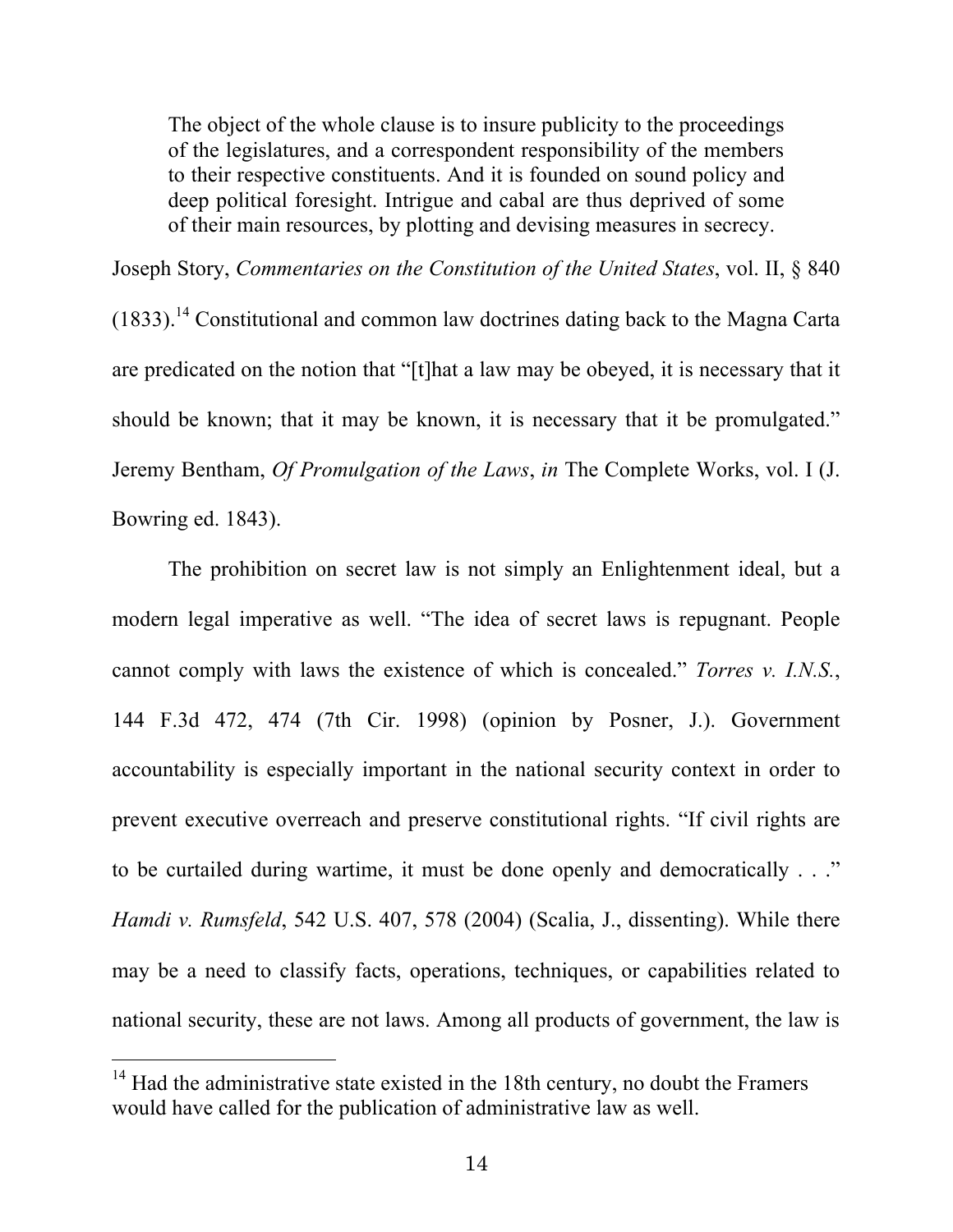> The object of the whole clause is to insure publicity to the proceedings of the legislatures, and a correspondent responsibility of the members to their respective constituents. And it is founded on sound policy and deep political foresight. Intrigue and cabal are thus deprived of some of their main resources, by plotting and devising measures in secrecy.

Joseph Story, *Commentaries on the Constitution of the United States*, vol. II, § 840 (1833).[14] Constitutional and common law doctrines dating back to the Magna Carta are predicated on the notion that "[t]hat a law may be obeyed, it is necessary that it should be known; that it may be known, it is necessary that it be promulgated." Jeremy Bentham, *Of Promulgation of the Laws*, *in* The Complete Works, vol. I (J. Bowring ed. 1843).

The prohibition on secret law is not simply an Enlightenment ideal, but a modern legal imperative as well. "The idea of secret laws is repugnant. People cannot comply with laws the existence of which is concealed." *Torres v. I.N.S.*, 144 F.3d 472, 474 (7th Cir. 1998) (opinion by Posner, J.). Government accountability is especially important in the national security context in order to prevent executive overreach and preserve constitutional rights. "If civil rights are to be curtailed during wartime, it must be done openly and democratically . . ." *Hamdi v. Rumsfeld*, 542 U.S. 407, 578 (2004) (Scalia, J., dissenting). While there may be a need to classify facts, operations, techniques, or capabilities related to national security, these are not laws. Among all products of government, the law is

[14] Had the administrative state existed in the 18th century, no doubt the Framers would have called for the publication of administrative law as well.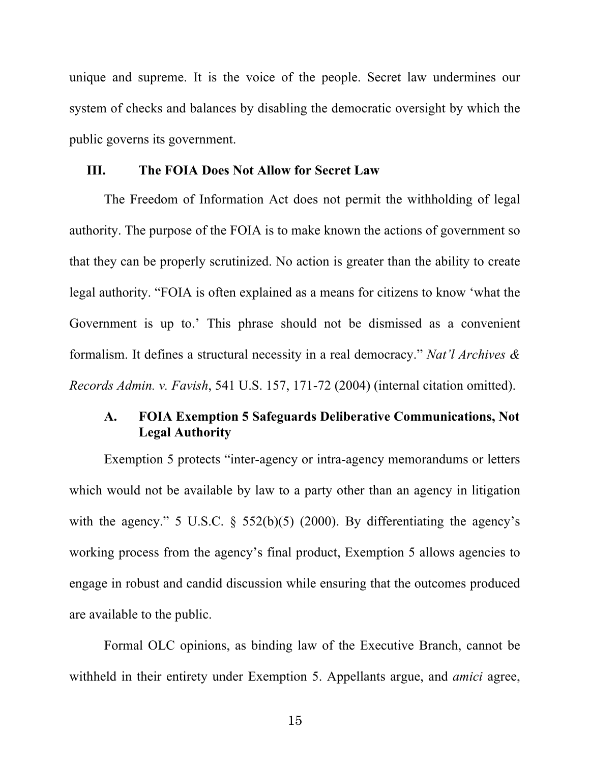unique and supreme. It is the voice of the people. Secret law undermines our system of checks and balances by disabling the democratic oversight by which the public governs its government.

## III. The FOIA Does Not Allow for Secret Law

The Freedom of Information Act does not permit the withholding of legal authority. The purpose of the FOIA is to make known the actions of government so that they can be properly scrutinized. No action is greater than the ability to create legal authority. "FOIA is often explained as a means for citizens to know 'what the Government is up to.' This phrase should not be dismissed as a convenient formalism. It defines a structural necessity in a real democracy." *Nat'l Archives & Records Admin. v. Favish*, 541 U.S. 157, 171-72 (2004) (internal citation omitted).

### A. FOIA Exemption 5 Safeguards Deliberative Communications, Not Legal Authority

Exemption 5 protects "inter-agency or intra-agency memorandums or letters which would not be available by law to a party other than an agency in litigation with the agency." 5 U.S.C. § 552(b)(5) (2000). By differentiating the agency's working process from the agency's final product, Exemption 5 allows agencies to engage in robust and candid discussion while ensuring that the outcomes produced are available to the public.

Formal OLC opinions, as binding law of the Executive Branch, cannot be withheld in their entirety under Exemption 5. Appellants argue, and *amici* agree,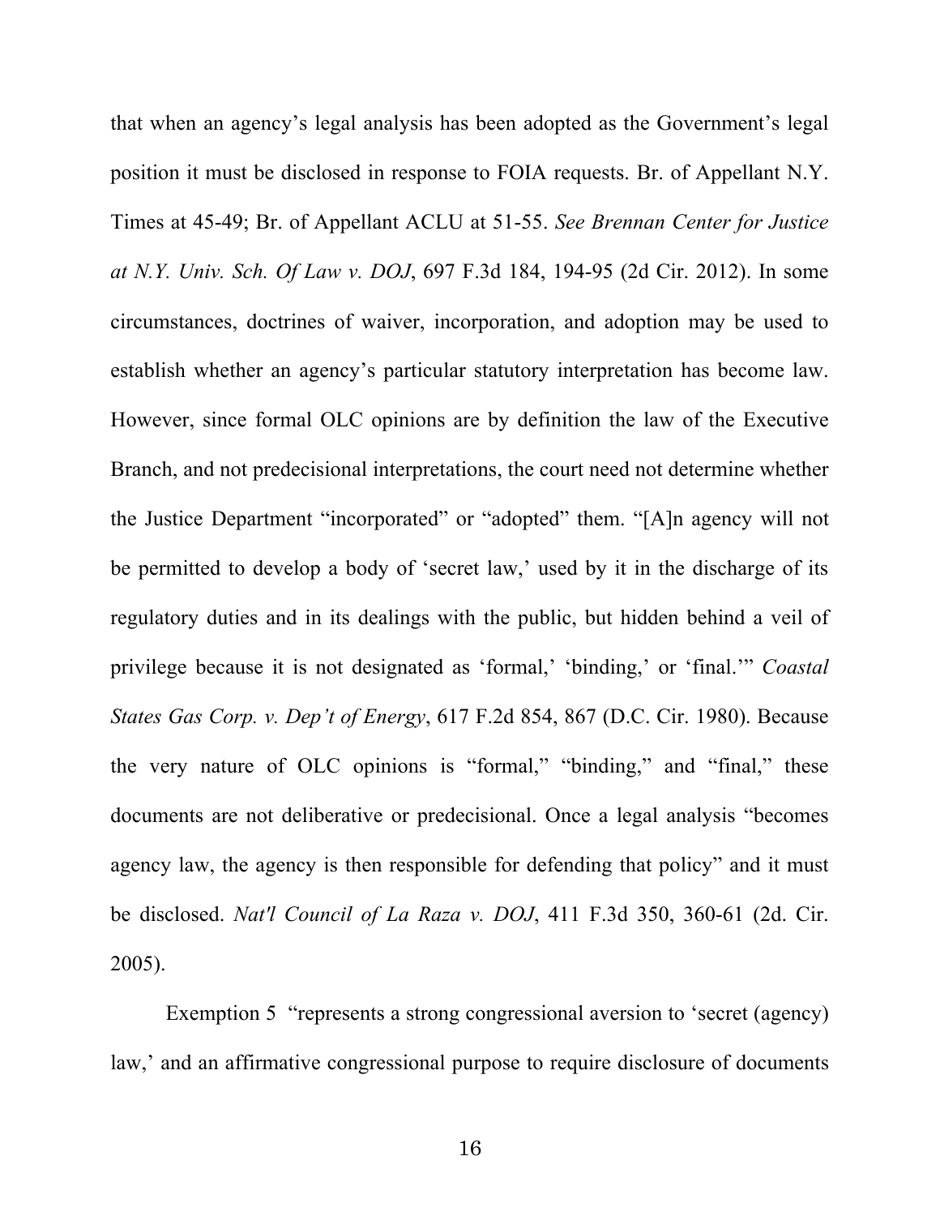that when an agency's legal analysis has been adopted as the Government's legal position it must be disclosed in response to FOIA requests. Br. of Appellant N.Y. Times at 45-49; Br. of Appellant ACLU at 51-55. *See Brennan Center for Justice at N.Y. Univ. Sch. Of Law v. DOJ*, 697 F.3d 184, 194-95 (2d Cir. 2012). In some circumstances, doctrines of waiver, incorporation, and adoption may be used to establish whether an agency's particular statutory interpretation has become law. However, since formal OLC opinions are by definition the law of the Executive Branch, and not predecisional interpretations, the court need not determine whether the Justice Department "incorporated" or "adopted" them. "[A]n agency will not be permitted to develop a body of 'secret law,' used by it in the discharge of its regulatory duties and in its dealings with the public, but hidden behind a veil of privilege because it is not designated as 'formal,' 'binding,' or 'final.'" *Coastal States Gas Corp. v. Dep't of Energy*, 617 F.2d 854, 867 (D.C. Cir. 1980). Because the very nature of OLC opinions is "formal," "binding," and "final," these documents are not deliberative or predecisional. Once a legal analysis "becomes agency law, the agency is then responsible for defending that policy" and it must be disclosed. *Nat'l Council of La Raza v. DOJ*, 411 F.3d 350, 360-61 (2d. Cir. 2005).

Exemption 5 "represents a strong congressional aversion to 'secret (agency) law,' and an affirmative congressional purpose to require disclosure of documents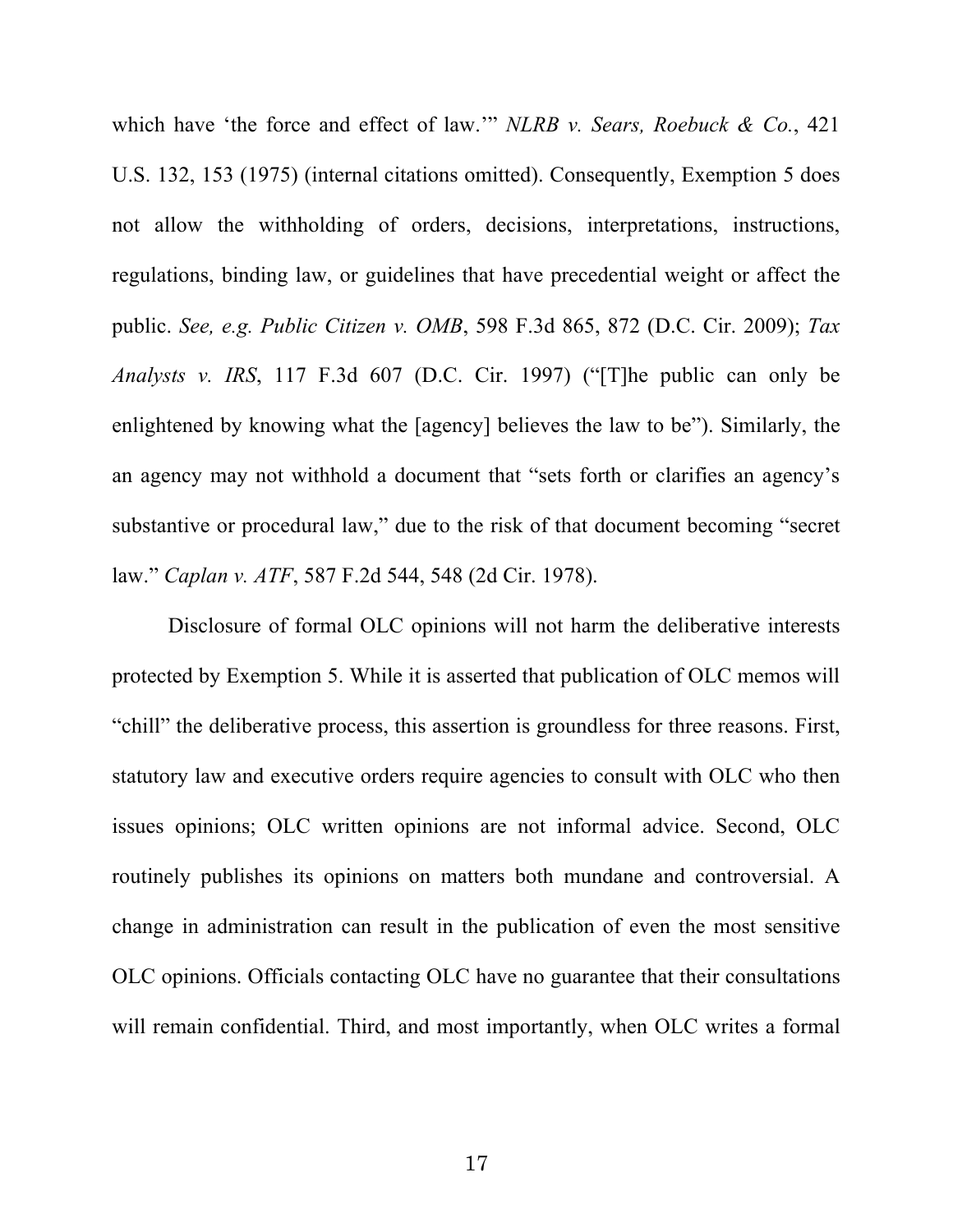which have 'the force and effect of law.'" *NLRB v. Sears, Roebuck & Co.*, 421 U.S. 132, 153 (1975) (internal citations omitted). Consequently, Exemption 5 does not allow the withholding of orders, decisions, interpretations, instructions, regulations, binding law, or guidelines that have precedential weight or affect the public. *See, e.g. Public Citizen v. OMB*, 598 F.3d 865, 872 (D.C. Cir. 2009); *Tax Analysts v. IRS*, 117 F.3d 607 (D.C. Cir. 1997) ("[T]he public can only be enlightened by knowing what the [agency] believes the law to be"). Similarly, the an agency may not withhold a document that "sets forth or clarifies an agency's substantive or procedural law," due to the risk of that document becoming "secret law." *Caplan v. ATF*, 587 F.2d 544, 548 (2d Cir. 1978).

Disclosure of formal OLC opinions will not harm the deliberative interests protected by Exemption 5. While it is asserted that publication of OLC memos will "chill" the deliberative process, this assertion is groundless for three reasons. First, statutory law and executive orders require agencies to consult with OLC who then issues opinions; OLC written opinions are not informal advice. Second, OLC routinely publishes its opinions on matters both mundane and controversial. A change in administration can result in the publication of even the most sensitive OLC opinions. Officials contacting OLC have no guarantee that their consultations will remain confidential. Third, and most importantly, when OLC writes a formal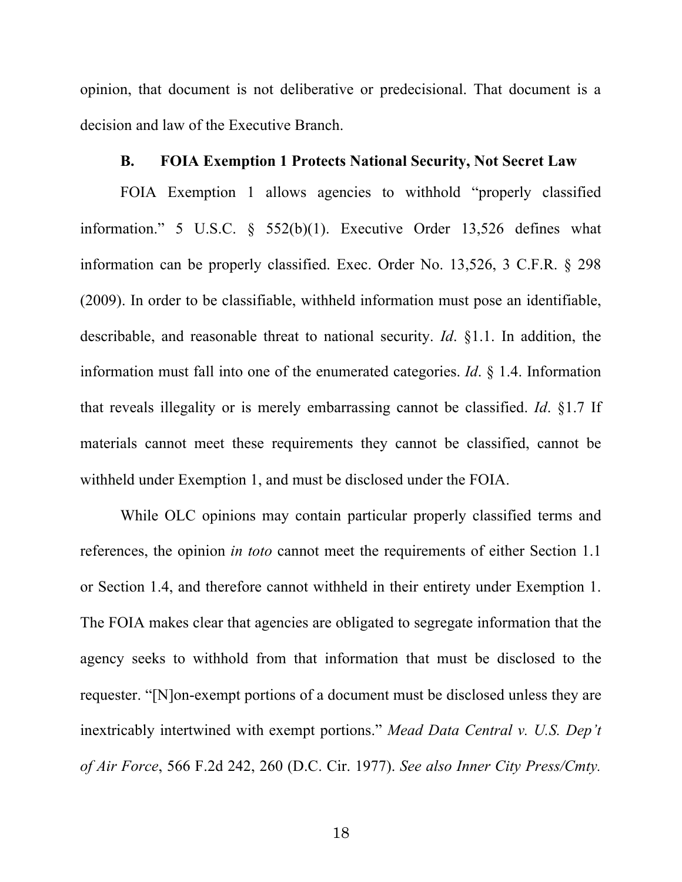opinion, that document is not deliberative or predecisional. That document is a decision and law of the Executive Branch.

### B. FOIA Exemption 1 Protects National Security, Not Secret Law

FOIA Exemption 1 allows agencies to withhold "properly classified information." 5 U.S.C. § 552(b)(1). Executive Order 13,526 defines what information can be properly classified. Exec. Order No. 13,526, 3 C.F.R. § 298 (2009). In order to be classifiable, withheld information must pose an identifiable, describable, and reasonable threat to national security. *Id*. §1.1. In addition, the information must fall into one of the enumerated categories. *Id*. § 1.4. Information that reveals illegality or is merely embarrassing cannot be classified. *Id*. §1.7 If materials cannot meet these requirements they cannot be classified, cannot be withheld under Exemption 1, and must be disclosed under the FOIA.

While OLC opinions may contain particular properly classified terms and references, the opinion *in toto* cannot meet the requirements of either Section 1.1 or Section 1.4, and therefore cannot withheld in their entirety under Exemption 1. The FOIA makes clear that agencies are obligated to segregate information that the agency seeks to withhold from that information that must be disclosed to the requester. "[N]on-exempt portions of a document must be disclosed unless they are inextricably intertwined with exempt portions." *Mead Data Central v. U.S. Dep't of Air Force*, 566 F.2d 242, 260 (D.C. Cir. 1977). *See also Inner City Press/Cmty.*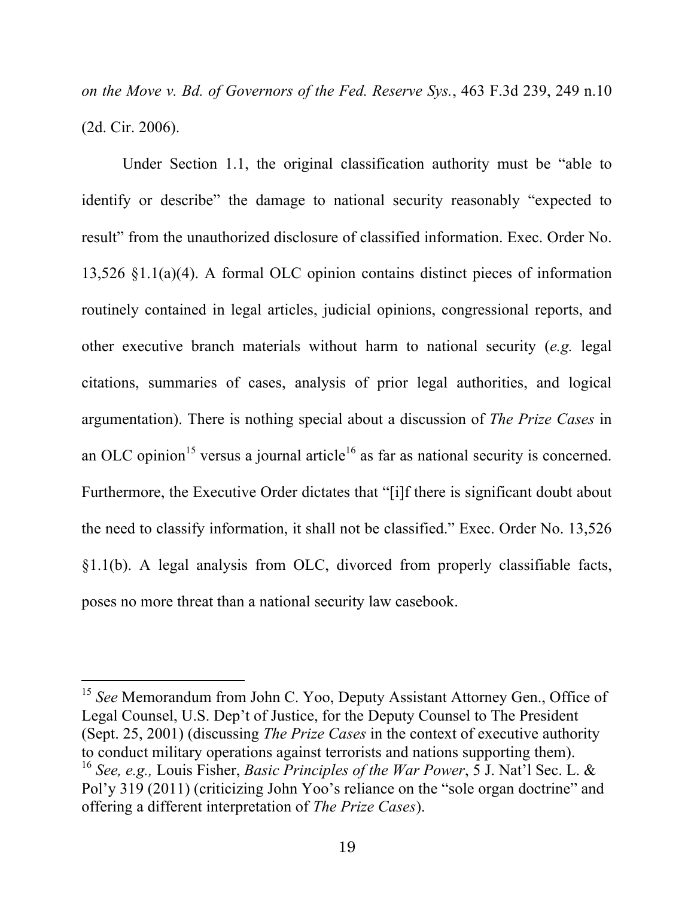*on the Move v. Bd. of Governors of the Fed. Reserve Sys.*, 463 F.3d 239, 249 n.10 (2d. Cir. 2006).

Under Section 1.1, the original classification authority must be "able to identify or describe" the damage to national security reasonably "expected to result" from the unauthorized disclosure of classified information. Exec. Order No. 13,526 §1.1(a)(4). A formal OLC opinion contains distinct pieces of information routinely contained in legal articles, judicial opinions, congressional reports, and other executive branch materials without harm to national security (*e.g.* legal citations, summaries of cases, analysis of prior legal authorities, and logical argumentation). There is nothing special about a discussion of *The Prize Cases* in an OLC opinion[15] versus a journal article[16] as far as national security is concerned. Furthermore, the Executive Order dictates that "[i]f there is significant doubt about the need to classify information, it shall not be classified." Exec. Order No. 13,526 §1.1(b). A legal analysis from OLC, divorced from properly classifiable facts, poses no more threat than a national security law casebook.

---

[15] *See* Memorandum from John C. Yoo, Deputy Assistant Attorney Gen., Office of Legal Counsel, U.S. Dep't of Justice, for the Deputy Counsel to The President (Sept. 25, 2001) (discussing *The Prize Cases* in the context of executive authority to conduct military operations against terrorists and nations supporting them).

[16] *See, e.g.,* Louis Fisher, *Basic Principles of the War Power*, 5 J. Nat'l Sec. L. & Pol'y 319 (2011) (criticizing John Yoo's reliance on the "sole organ doctrine" and offering a different interpretation of *The Prize Cases*).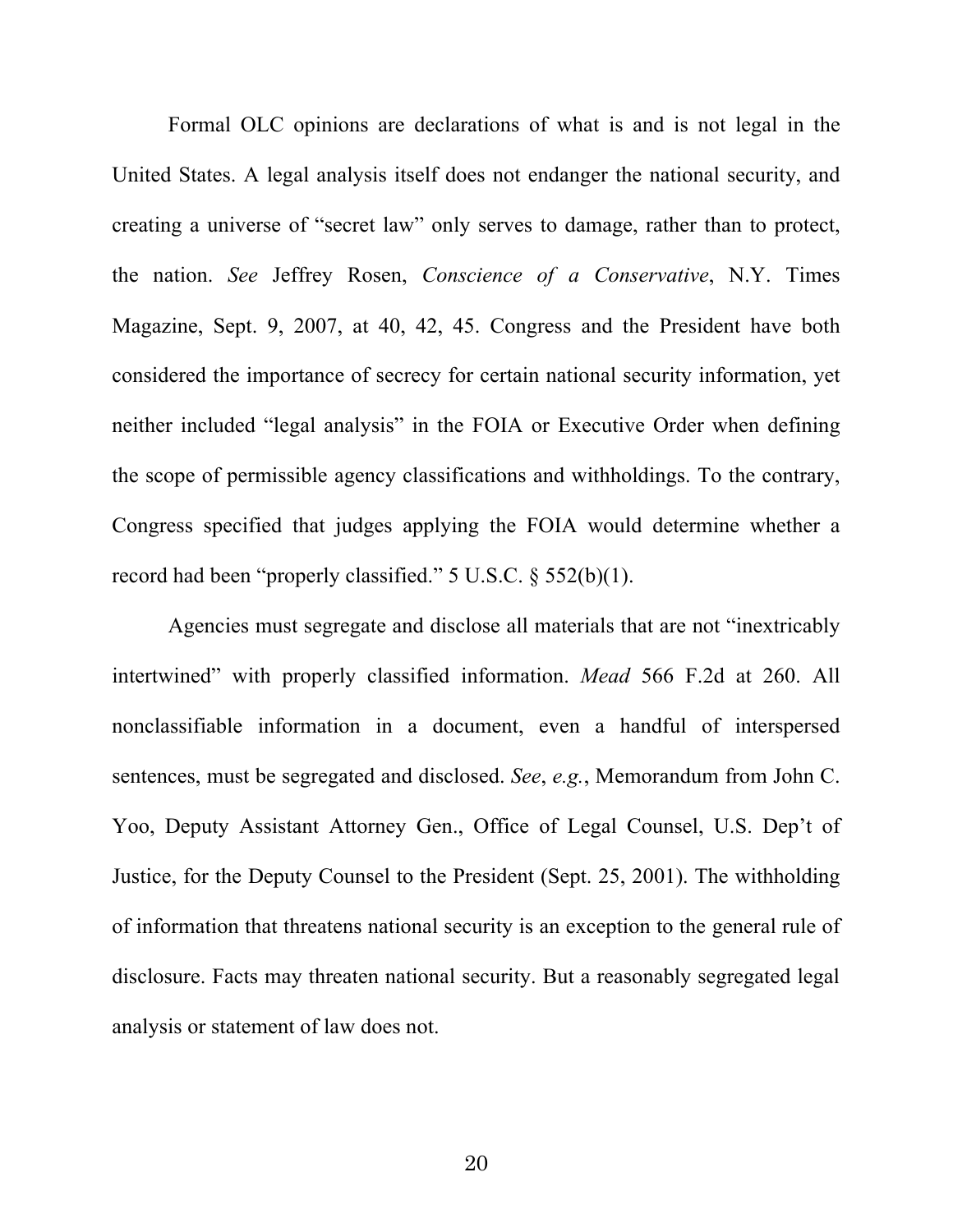Formal OLC opinions are declarations of what is and is not legal in the United States. A legal analysis itself does not endanger the national security, and creating a universe of "secret law" only serves to damage, rather than to protect, the nation. *See* Jeffrey Rosen, *Conscience of a Conservative*, N.Y. Times Magazine, Sept. 9, 2007, at 40, 42, 45. Congress and the President have both considered the importance of secrecy for certain national security information, yet neither included "legal analysis" in the FOIA or Executive Order when defining the scope of permissible agency classifications and withholdings. To the contrary, Congress specified that judges applying the FOIA would determine whether a record had been "properly classified." 5 U.S.C. § 552(b)(1).

Agencies must segregate and disclose all materials that are not "inextricably intertwined" with properly classified information. *Mead* 566 F.2d at 260. All nonclassifiable information in a document, even a handful of interspersed sentences, must be segregated and disclosed. *See*, *e.g.*, Memorandum from John C. Yoo, Deputy Assistant Attorney Gen., Office of Legal Counsel, U.S. Dep't of Justice, for the Deputy Counsel to the President (Sept. 25, 2001). The withholding of information that threatens national security is an exception to the general rule of disclosure. Facts may threaten national security. But a reasonably segregated legal analysis or statement of law does not.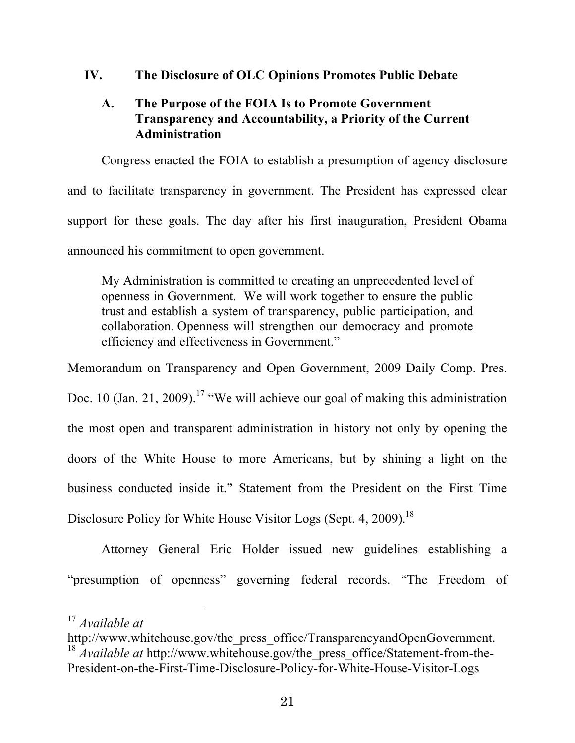## IV. The Disclosure of OLC Opinions Promotes Public Debate

### A. The Purpose of the FOIA Is to Promote Government Transparency and Accountability, a Priority of the Current Administration

Congress enacted the FOIA to establish a presumption of agency disclosure and to facilitate transparency in government. The President has expressed clear support for these goals. The day after his first inauguration, President Obama announced his commitment to open government.

> My Administration is committed to creating an unprecedented level of openness in Government. We will work together to ensure the public trust and establish a system of transparency, public participation, and collaboration. Openness will strengthen our democracy and promote efficiency and effectiveness in Government."

Memorandum on Transparency and Open Government, 2009 Daily Comp. Pres. Doc. 10 (Jan. 21, 2009).[17] "We will achieve our goal of making this administration the most open and transparent administration in history not only by opening the doors of the White House to more Americans, but by shining a light on the business conducted inside it." Statement from the President on the First Time Disclosure Policy for White House Visitor Logs (Sept. 4, 2009).[18]

Attorney General Eric Holder issued new guidelines establishing a "presumption of openness" governing federal records. "The Freedom of

---

[17] *Available at* http://www.whitehouse.gov/the_press_office/TransparencyandOpenGovernment.

[18] *Available at* http://www.whitehouse.gov/the_press_office/Statement-from-the-President-on-the-First-Time-Disclosure-Policy-for-White-House-Visitor-Logs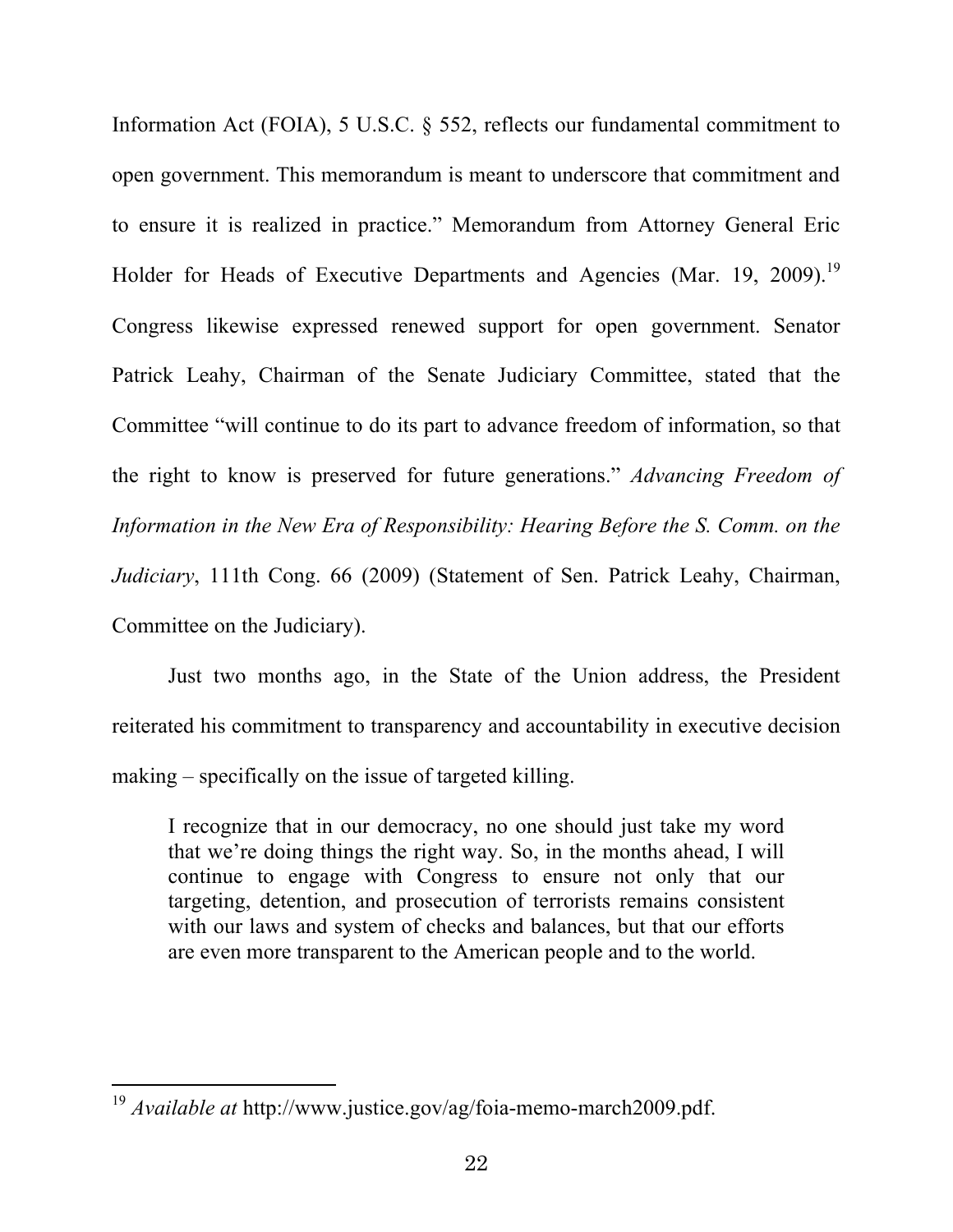Information Act (FOIA), 5 U.S.C. § 552, reflects our fundamental commitment to open government. This memorandum is meant to underscore that commitment and to ensure it is realized in practice." Memorandum from Attorney General Eric Holder for Heads of Executive Departments and Agencies (Mar. 19, 2009).[19] Congress likewise expressed renewed support for open government. Senator Patrick Leahy, Chairman of the Senate Judiciary Committee, stated that the Committee "will continue to do its part to advance freedom of information, so that the right to know is preserved for future generations." *Advancing Freedom of Information in the New Era of Responsibility: Hearing Before the S. Comm. on the Judiciary*, 111th Cong. 66 (2009) (Statement of Sen. Patrick Leahy, Chairman, Committee on the Judiciary).

Just two months ago, in the State of the Union address, the President reiterated his commitment to transparency and accountability in executive decision making – specifically on the issue of targeted killing.

> I recognize that in our democracy, no one should just take my word that we're doing things the right way. So, in the months ahead, I will continue to engage with Congress to ensure not only that our targeting, detention, and prosecution of terrorists remains consistent with our laws and system of checks and balances, but that our efforts are even more transparent to the American people and to the world.

---

[19] *Available at* http://www.justice.gov/ag/foia-memo-march2009.pdf.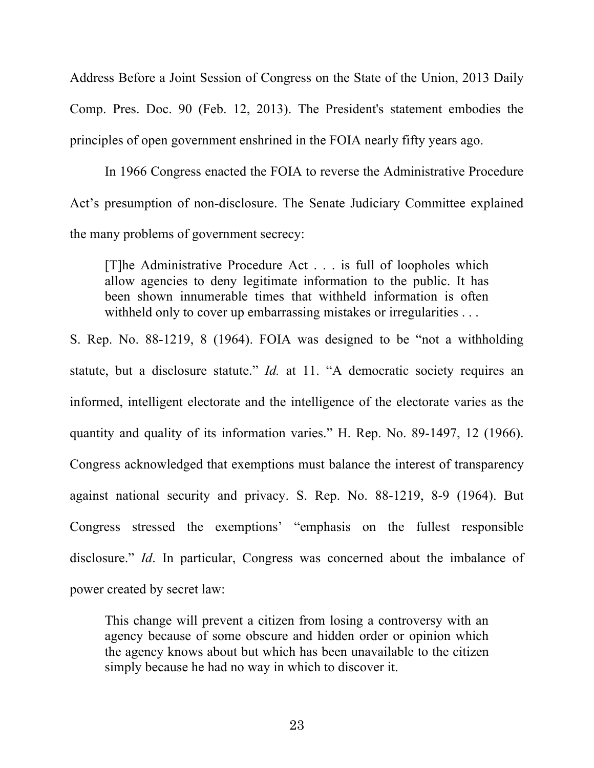Address Before a Joint Session of Congress on the State of the Union, 2013 Daily Comp. Pres. Doc. 90 (Feb. 12, 2013). The President's statement embodies the principles of open government enshrined in the FOIA nearly fifty years ago.

In 1966 Congress enacted the FOIA to reverse the Administrative Procedure Act's presumption of non-disclosure. The Senate Judiciary Committee explained the many problems of government secrecy:

> [T]he Administrative Procedure Act . . . is full of loopholes which allow agencies to deny legitimate information to the public. It has been shown innumerable times that withheld information is often withheld only to cover up embarrassing mistakes or irregularities . . .

S. Rep. No. 88-1219, 8 (1964). FOIA was designed to be "not a withholding statute, but a disclosure statute." *Id.* at 11. "A democratic society requires an informed, intelligent electorate and the intelligence of the electorate varies as the quantity and quality of its information varies." H. Rep. No. 89-1497, 12 (1966). Congress acknowledged that exemptions must balance the interest of transparency against national security and privacy. S. Rep. No. 88-1219, 8-9 (1964). But Congress stressed the exemptions' "emphasis on the fullest responsible disclosure." *Id*. In particular, Congress was concerned about the imbalance of power created by secret law:

> This change will prevent a citizen from losing a controversy with an agency because of some obscure and hidden order or opinion which the agency knows about but which has been unavailable to the citizen simply because he had no way in which to discover it.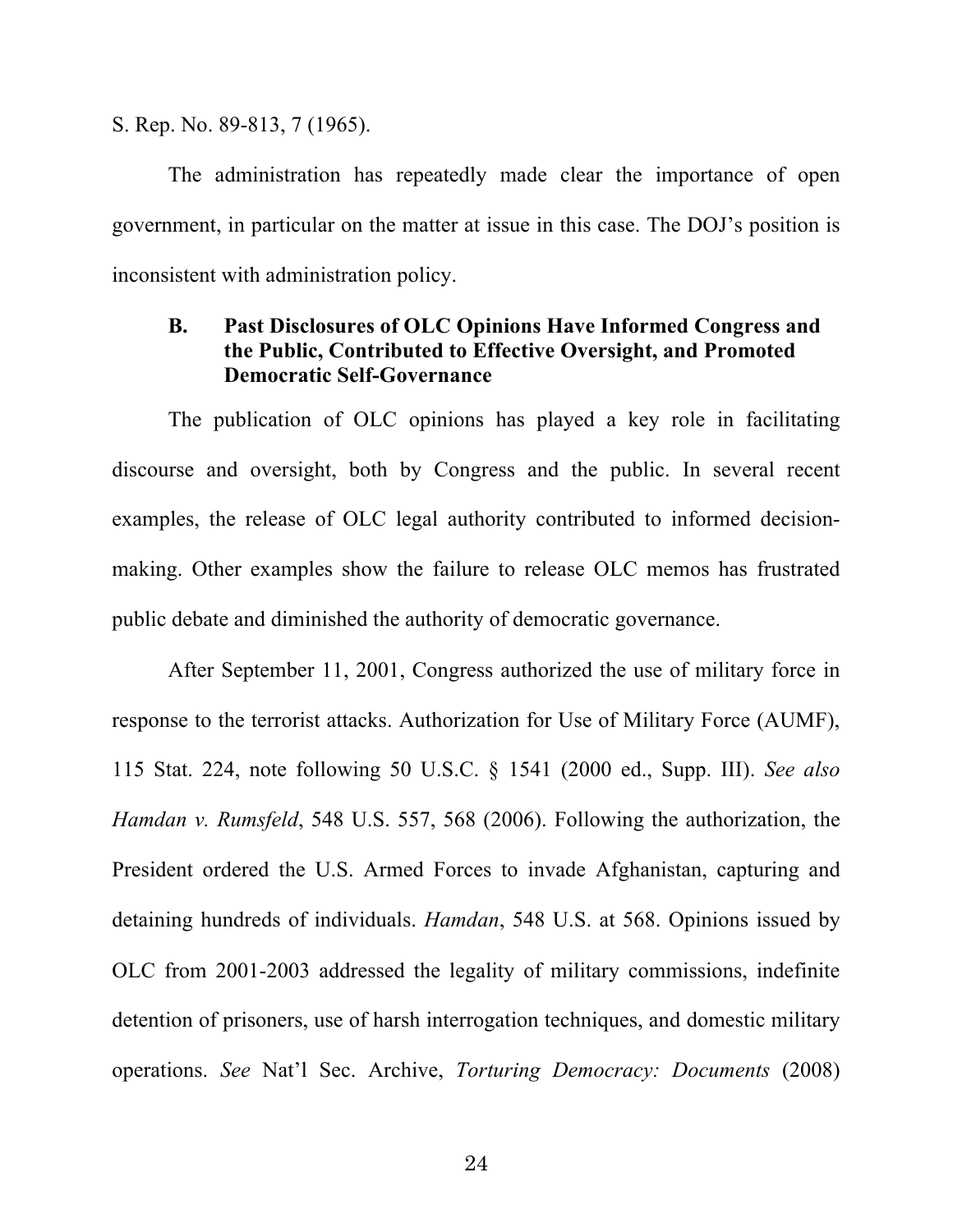S. Rep. No. 89-813, 7 (1965).

The administration has repeatedly made clear the importance of open government, in particular on the matter at issue in this case. The DOJ's position is inconsistent with administration policy.

### B. Past Disclosures of OLC Opinions Have Informed Congress and the Public, Contributed to Effective Oversight, and Promoted Democratic Self-Governance

The publication of OLC opinions has played a key role in facilitating discourse and oversight, both by Congress and the public. In several recent examples, the release of OLC legal authority contributed to informed decision-making. Other examples show the failure to release OLC memos has frustrated public debate and diminished the authority of democratic governance.

After September 11, 2001, Congress authorized the use of military force in response to the terrorist attacks. Authorization for Use of Military Force (AUMF), 115 Stat. 224, note following 50 U.S.C. § 1541 (2000 ed., Supp. III). *See also Hamdan v. Rumsfeld*, 548 U.S. 557, 568 (2006). Following the authorization, the President ordered the U.S. Armed Forces to invade Afghanistan, capturing and detaining hundreds of individuals. *Hamdan*, 548 U.S. at 568. Opinions issued by OLC from 2001-2003 addressed the legality of military commissions, indefinite detention of prisoners, use of harsh interrogation techniques, and domestic military operations. *See* Nat'l Sec. Archive, *Torturing Democracy: Documents* (2008)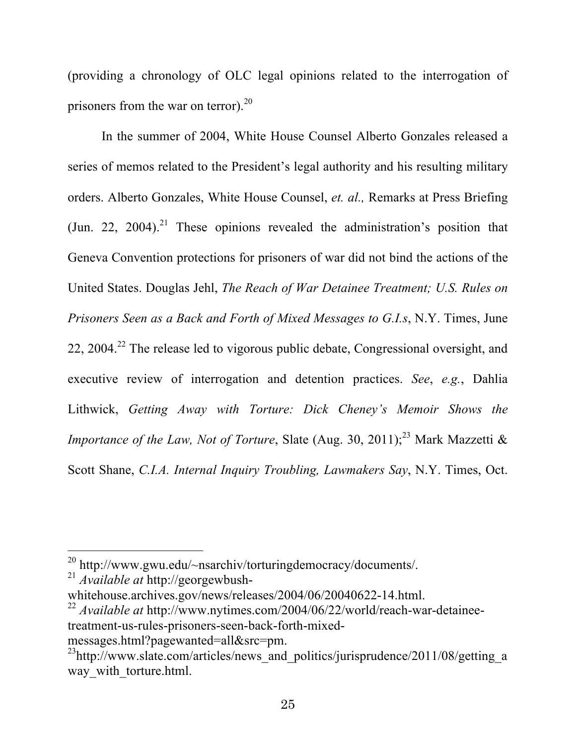(providing a chronology of OLC legal opinions related to the interrogation of prisoners from the war on terror).[20]

In the summer of 2004, White House Counsel Alberto Gonzales released a series of memos related to the President's legal authority and his resulting military orders. Alberto Gonzales, White House Counsel, *et. al.,* Remarks at Press Briefing (Jun. 22, 2004).[21] These opinions revealed the administration's position that Geneva Convention protections for prisoners of war did not bind the actions of the United States. Douglas Jehl, *The Reach of War Detainee Treatment; U.S. Rules on Prisoners Seen as a Back and Forth of Mixed Messages to G.I.s*, N.Y. Times, June 22, 2004.[22] The release led to vigorous public debate, Congressional oversight, and executive review of interrogation and detention practices. *See*, *e.g.*, Dahlia Lithwick, *Getting Away with Torture: Dick Cheney's Memoir Shows the Importance of the Law, Not of Torture*, Slate (Aug. 30, 2011);[23] Mark Mazzetti & Scott Shane, *C.I.A. Internal Inquiry Troubling, Lawmakers Say*, N.Y. Times, Oct.

---

[20] http://www.gwu.edu/~nsarchiv/torturingdemocracy/documents/.

[21] *Available at* http://georgewbush-whitehouse.archives.gov/news/releases/2004/06/20040622-14.html.

[22] *Available at* http://www.nytimes.com/2004/06/22/world/reach-war-detainee-treatment-us-rules-prisoners-seen-back-forth-mixed-messages.html?pagewanted=all&src=pm.

[23] http://www.slate.com/articles/news_and_politics/jurisprudence/2011/08/getting_away_with_torture.html.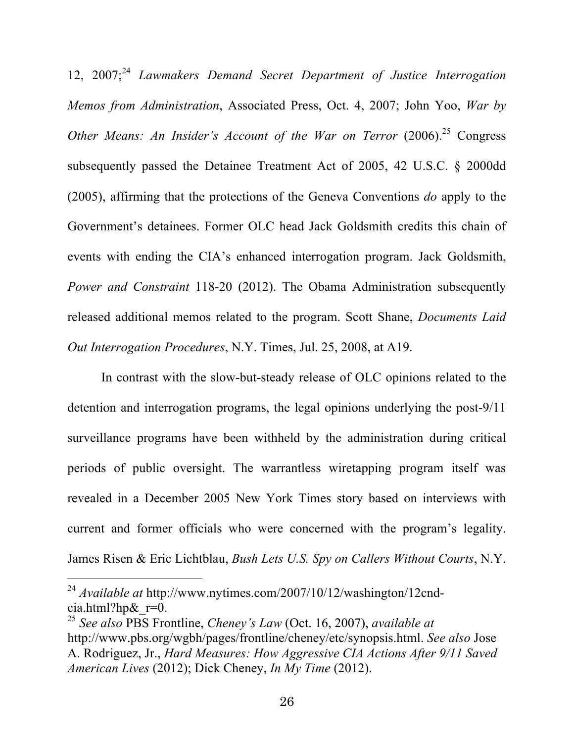12, 2007;[24] *Lawmakers Demand Secret Department of Justice Interrogation Memos from Administration*, Associated Press, Oct. 4, 2007; John Yoo, *War by Other Means: An Insider's Account of the War on Terror* (2006).[25] Congress subsequently passed the Detainee Treatment Act of 2005, 42 U.S.C. § 2000dd (2005), affirming that the protections of the Geneva Conventions *do* apply to the Government's detainees. Former OLC head Jack Goldsmith credits this chain of events with ending the CIA's enhanced interrogation program. Jack Goldsmith, *Power and Constraint* 118-20 (2012). The Obama Administration subsequently released additional memos related to the program. Scott Shane, *Documents Laid Out Interrogation Procedures*, N.Y. Times, Jul. 25, 2008, at A19.

In contrast with the slow-but-steady release of OLC opinions related to the detention and interrogation programs, the legal opinions underlying the post-9/11 surveillance programs have been withheld by the administration during critical periods of public oversight. The warrantless wiretapping program itself was revealed in a December 2005 New York Times story based on interviews with current and former officials who were concerned with the program's legality. James Risen & Eric Lichtblau, *Bush Lets U.S. Spy on Callers Without Courts*, N.Y.

---

[24] *Available at* http://www.nytimes.com/2007/10/12/washington/12cnd-cia.html?hp&_r=0.

[25] *See also* PBS Frontline, *Cheney's Law* (Oct. 16, 2007), *available at* http://www.pbs.org/wgbh/pages/frontline/cheney/etc/synopsis.html. *See also* Jose A. Rodriguez, Jr., *Hard Measures: How Aggressive CIA Actions After 9/11 Saved American Lives* (2012); Dick Cheney, *In My Time* (2012).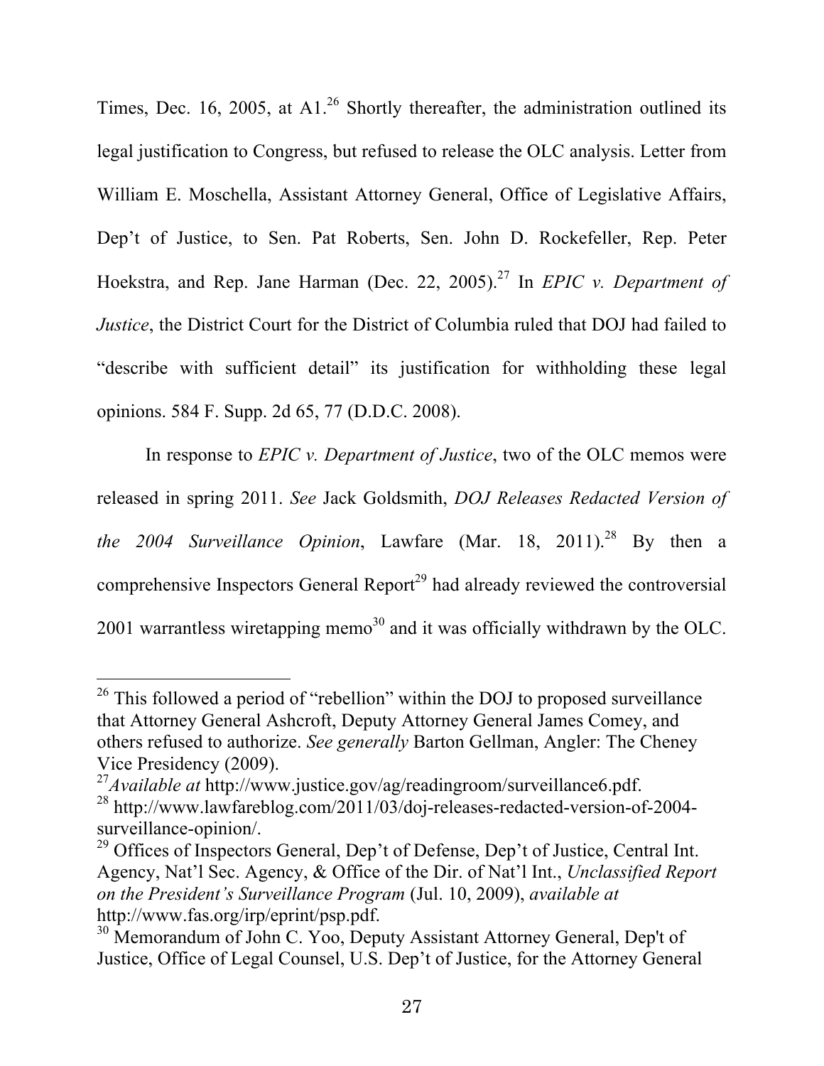Times, Dec. 16, 2005, at A1.[26] Shortly thereafter, the administration outlined its legal justification to Congress, but refused to release the OLC analysis. Letter from William E. Moschella, Assistant Attorney General, Office of Legislative Affairs, Dep't of Justice, to Sen. Pat Roberts, Sen. John D. Rockefeller, Rep. Peter Hoekstra, and Rep. Jane Harman (Dec. 22, 2005).[27] In *EPIC v. Department of Justice*, the District Court for the District of Columbia ruled that DOJ had failed to "describe with sufficient detail" its justification for withholding these legal opinions. 584 F. Supp. 2d 65, 77 (D.D.C. 2008).

In response to *EPIC v. Department of Justice*, two of the OLC memos were released in spring 2011. *See* Jack Goldsmith, *DOJ Releases Redacted Version of the 2004 Surveillance Opinion*, Lawfare (Mar. 18, 2011).[28] By then a comprehensive Inspectors General Report[29] had already reviewed the controversial 2001 warrantless wiretapping memo[30] and it was officially withdrawn by the OLC.

---

[26] This followed a period of "rebellion" within the DOJ to proposed surveillance that Attorney General Ashcroft, Deputy Attorney General James Comey, and others refused to authorize. *See generally* Barton Gellman, Angler: The Cheney Vice Presidency (2009).

[27] *Available at* http://www.justice.gov/ag/readingroom/surveillance6.pdf.

[28] http://www.lawfareblog.com/2011/03/doj-releases-redacted-version-of-2004-surveillance-opinion/.

[29] Offices of Inspectors General, Dep't of Defense, Dep't of Justice, Central Int. Agency, Nat'l Sec. Agency, & Office of the Dir. of Nat'l Int., *Unclassified Report on the President's Surveillance Program* (Jul. 10, 2009), *available at* http://www.fas.org/irp/eprint/psp.pdf.

[30] Memorandum of John C. Yoo, Deputy Assistant Attorney General, Dep't of Justice, Office of Legal Counsel, U.S. Dep't of Justice, for the Attorney General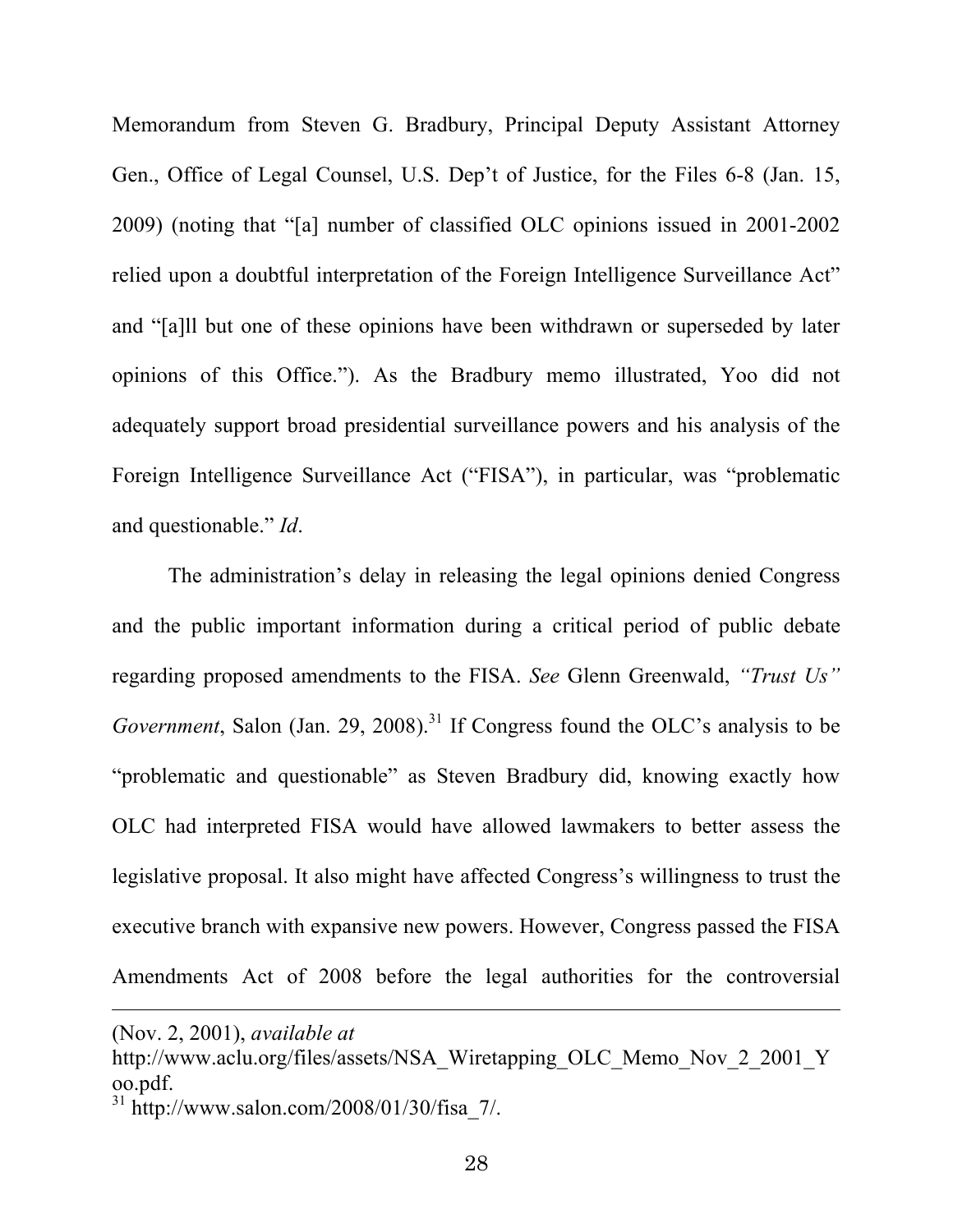Memorandum from Steven G. Bradbury, Principal Deputy Assistant Attorney Gen., Office of Legal Counsel, U.S. Dep't of Justice, for the Files 6-8 (Jan. 15, 2009) (noting that "[a] number of classified OLC opinions issued in 2001-2002 relied upon a doubtful interpretation of the Foreign Intelligence Surveillance Act" and "[a]ll but one of these opinions have been withdrawn or superseded by later opinions of this Office."). As the Bradbury memo illustrated, Yoo did not adequately support broad presidential surveillance powers and his analysis of the Foreign Intelligence Surveillance Act ("FISA"), in particular, was "problematic and questionable." *Id*.

The administration's delay in releasing the legal opinions denied Congress and the public important information during a critical period of public debate regarding proposed amendments to the FISA. *See* Glenn Greenwald, *"Trust Us" Government*, Salon (Jan. 29, 2008).[31] If Congress found the OLC's analysis to be "problematic and questionable" as Steven Bradbury did, knowing exactly how OLC had interpreted FISA would have allowed lawmakers to better assess the legislative proposal. It also might have affected Congress's willingness to trust the executive branch with expansive new powers. However, Congress passed the FISA Amendments Act of 2008 before the legal authorities for the controversial

---

(Nov. 2, 2001), *available at* http://www.aclu.org/files/assets/NSA_Wiretapping_OLC_Memo_Nov_2_2001_Yoo.pdf.

[31] http://www.salon.com/2008/01/30/fisa_7/.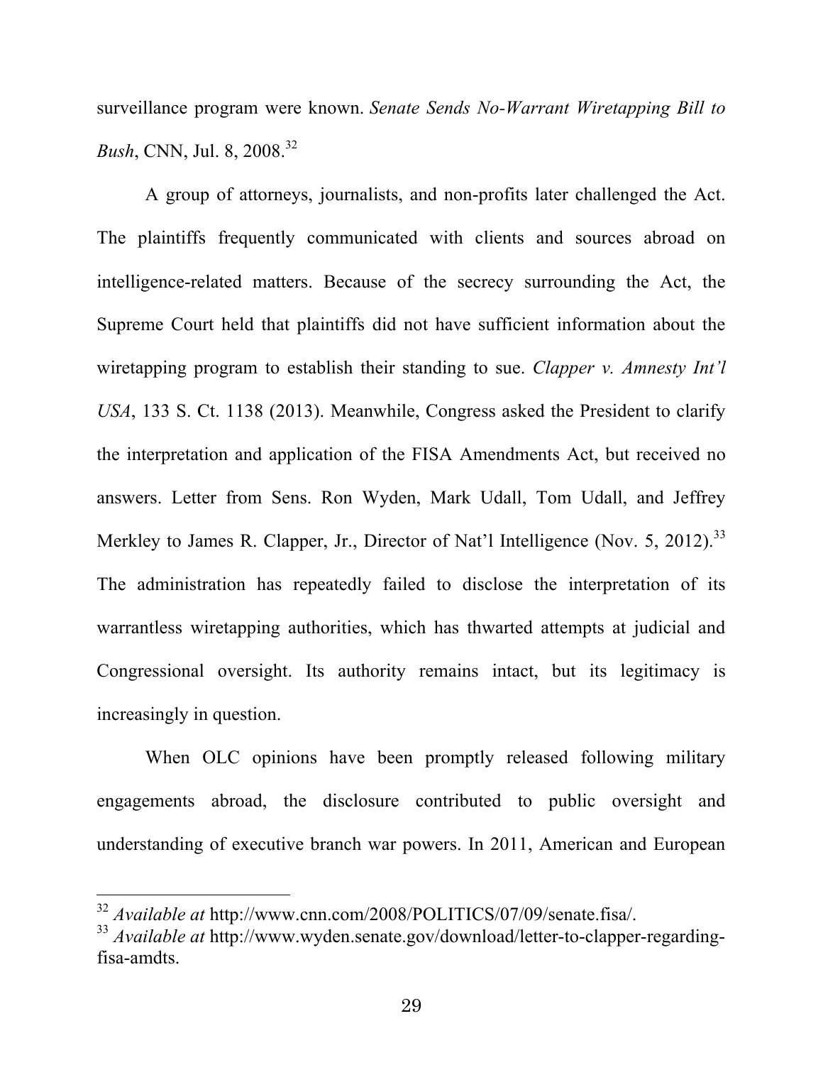surveillance program were known. *Senate Sends No-Warrant Wiretapping Bill to Bush*, CNN, Jul. 8, 2008.[32]

A group of attorneys, journalists, and non-profits later challenged the Act. The plaintiffs frequently communicated with clients and sources abroad on intelligence-related matters. Because of the secrecy surrounding the Act, the Supreme Court held that plaintiffs did not have sufficient information about the wiretapping program to establish their standing to sue. *Clapper v. Amnesty Int'l USA*, 133 S. Ct. 1138 (2013). Meanwhile, Congress asked the President to clarify the interpretation and application of the FISA Amendments Act, but received no answers. Letter from Sens. Ron Wyden, Mark Udall, Tom Udall, and Jeffrey Merkley to James R. Clapper, Jr., Director of Nat'l Intelligence (Nov. 5, 2012).[33] The administration has repeatedly failed to disclose the interpretation of its warrantless wiretapping authorities, which has thwarted attempts at judicial and Congressional oversight. Its authority remains intact, but its legitimacy is increasingly in question.

When OLC opinions have been promptly released following military engagements abroad, the disclosure contributed to public oversight and understanding of executive branch war powers. In 2011, American and European

---

[32] *Available at* http://www.cnn.com/2008/POLITICS/07/09/senate.fisa/.

[33] *Available at* http://www.wyden.senate.gov/download/letter-to-clapper-regarding-fisa-amdts.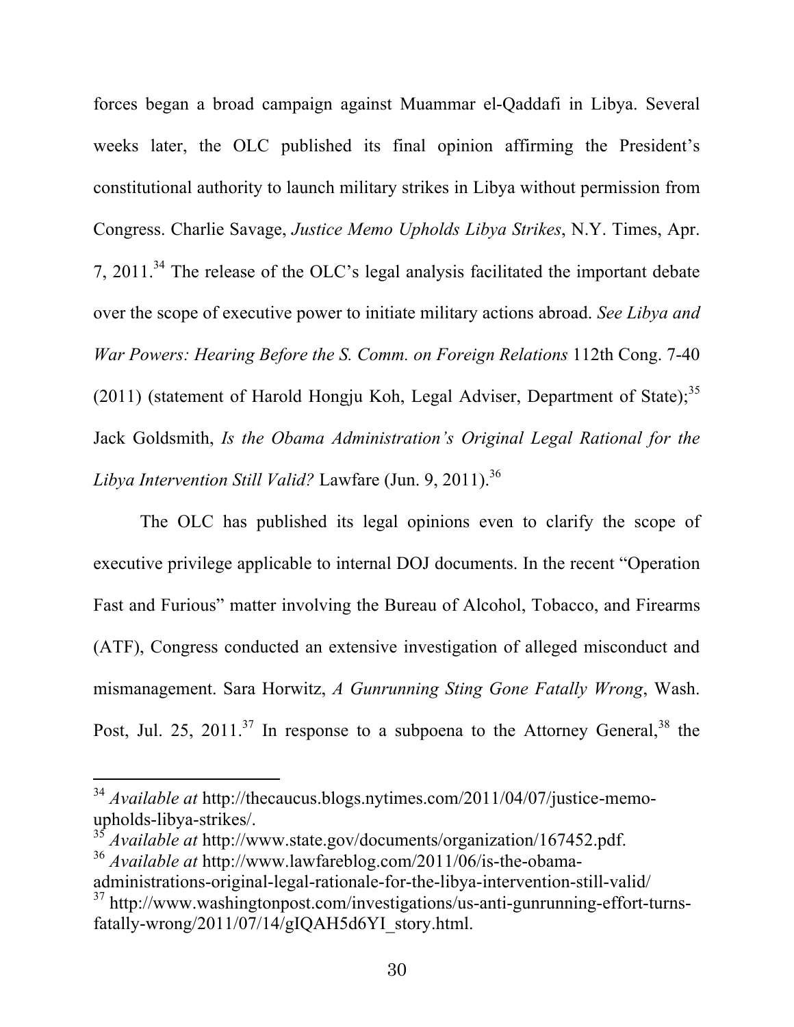forces began a broad campaign against Muammar el-Qaddafi in Libya. Several weeks later, the OLC published its final opinion affirming the President's constitutional authority to launch military strikes in Libya without permission from Congress. Charlie Savage, *Justice Memo Upholds Libya Strikes*, N.Y. Times, Apr. 7, 2011.[34] The release of the OLC's legal analysis facilitated the important debate over the scope of executive power to initiate military actions abroad. *See Libya and War Powers: Hearing Before the S. Comm. on Foreign Relations* 112th Cong. 7-40 (2011) (statement of Harold Hongju Koh, Legal Adviser, Department of State);[35] Jack Goldsmith, *Is the Obama Administration's Original Legal Rational for the Libya Intervention Still Valid?* Lawfare (Jun. 9, 2011).[36]

The OLC has published its legal opinions even to clarify the scope of executive privilege applicable to internal DOJ documents. In the recent "Operation Fast and Furious" matter involving the Bureau of Alcohol, Tobacco, and Firearms (ATF), Congress conducted an extensive investigation of alleged misconduct and mismanagement. Sara Horwitz, *A Gunrunning Sting Gone Fatally Wrong*, Wash. Post, Jul. 25, 2011.[37] In response to a subpoena to the Attorney General,[38] the

---

[34] *Available at* http://thecaucus.blogs.nytimes.com/2011/04/07/justice-memo-upholds-libya-strikes/.

[35] *Available at* http://www.state.gov/documents/organization/167452.pdf.

[36] *Available at* http://www.lawfareblog.com/2011/06/is-the-obama-administrations-original-legal-rationale-for-the-libya-intervention-still-valid/

[37] http://www.washingtonpost.com/investigations/us-anti-gunrunning-effort-turns-fatally-wrong/2011/07/14/gIQAH5d6YI_story.html.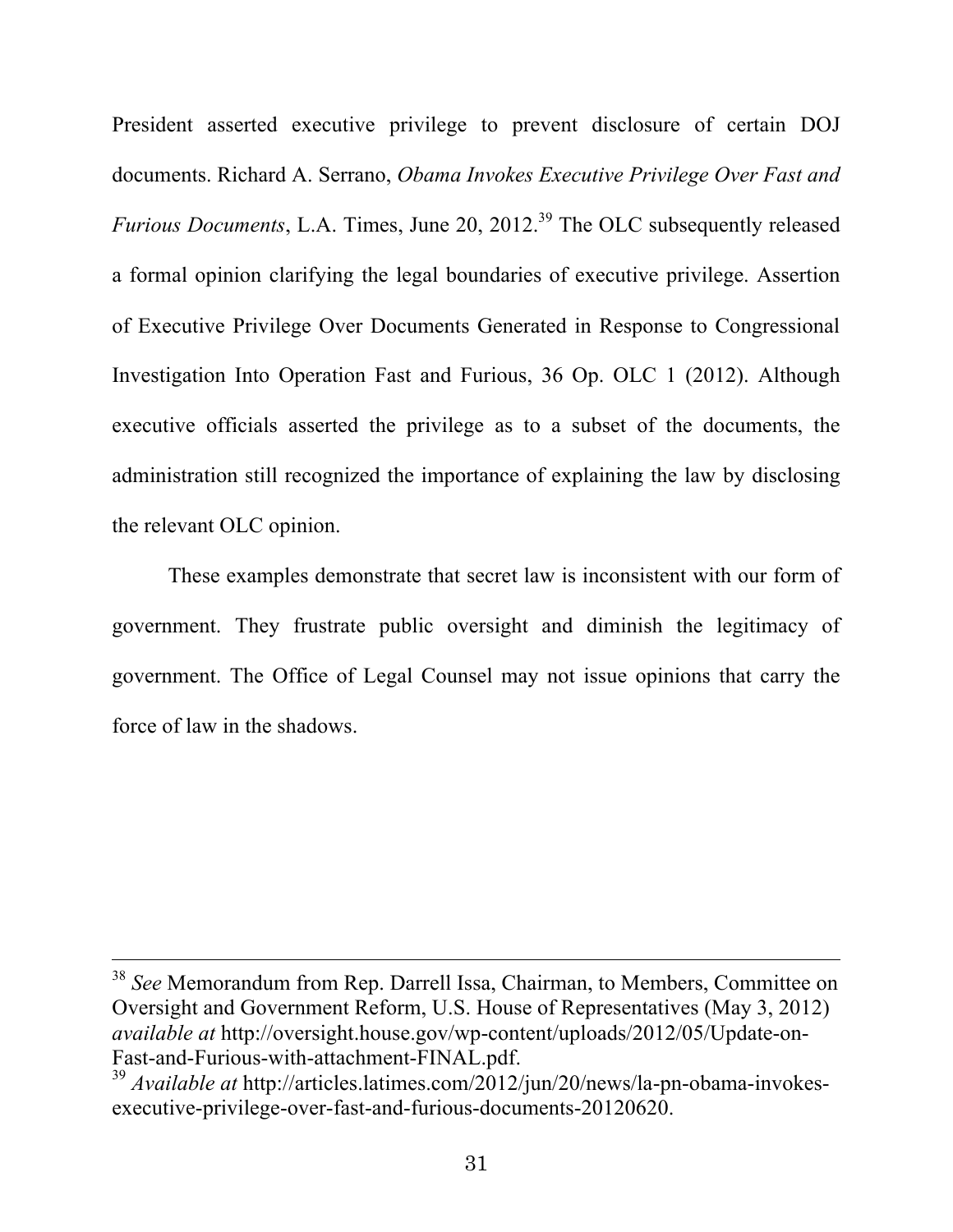President asserted executive privilege to prevent disclosure of certain DOJ documents. Richard A. Serrano, *Obama Invokes Executive Privilege Over Fast and Furious Documents*, L.A. Times, June 20, 2012.[39] The OLC subsequently released a formal opinion clarifying the legal boundaries of executive privilege. Assertion of Executive Privilege Over Documents Generated in Response to Congressional Investigation Into Operation Fast and Furious, 36 Op. OLC 1 (2012). Although executive officials asserted the privilege as to a subset of the documents, the administration still recognized the importance of explaining the law by disclosing the relevant OLC opinion.

These examples demonstrate that secret law is inconsistent with our form of government. They frustrate public oversight and diminish the legitimacy of government. The Office of Legal Counsel may not issue opinions that carry the force of law in the shadows.

---

[38] *See* Memorandum from Rep. Darrell Issa, Chairman, to Members, Committee on Oversight and Government Reform, U.S. House of Representatives (May 3, 2012) *available at* http://oversight.house.gov/wp-content/uploads/2012/05/Update-on-Fast-and-Furious-with-attachment-FINAL.pdf.

[39] *Available at* http://articles.latimes.com/2012/jun/20/news/la-pn-obama-invokes-executive-privilege-over-fast-and-furious-documents-20120620.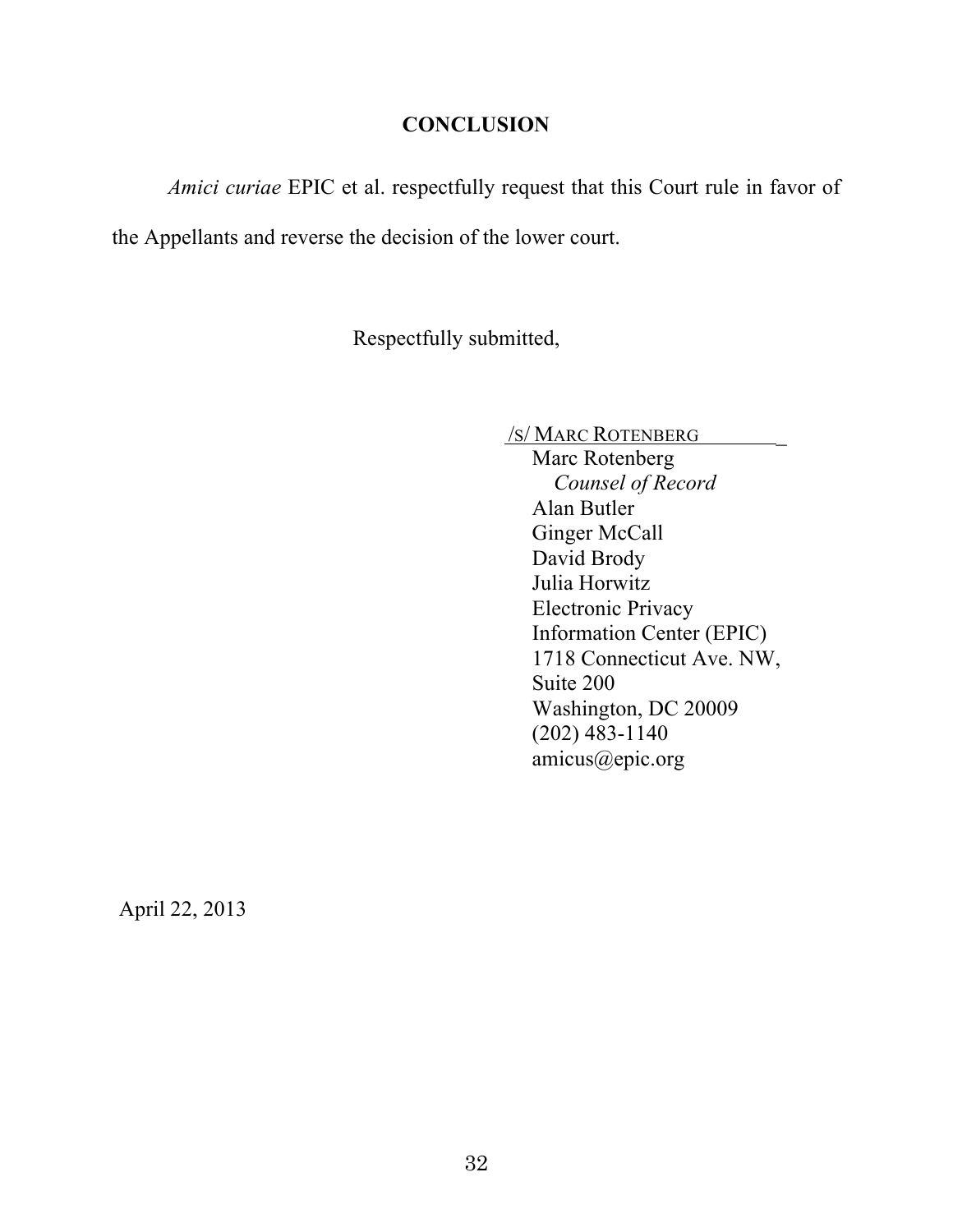## CONCLUSION

*Amici curiae* EPIC et al. respectfully request that this Court rule in favor of the Appellants and reverse the decision of the lower court.

Respectfully submitted,

/S/ MARC ROTENBERG
Marc Rotenberg
*Counsel of Record*
Alan Butler
Ginger McCall
David Brody
Julia Horwitz
Electronic Privacy
Information Center (EPIC)
1718 Connecticut Ave. NW,
Suite 200
Washington, DC 20009
(202) 483-1140
amicus@epic.org

April 22, 2013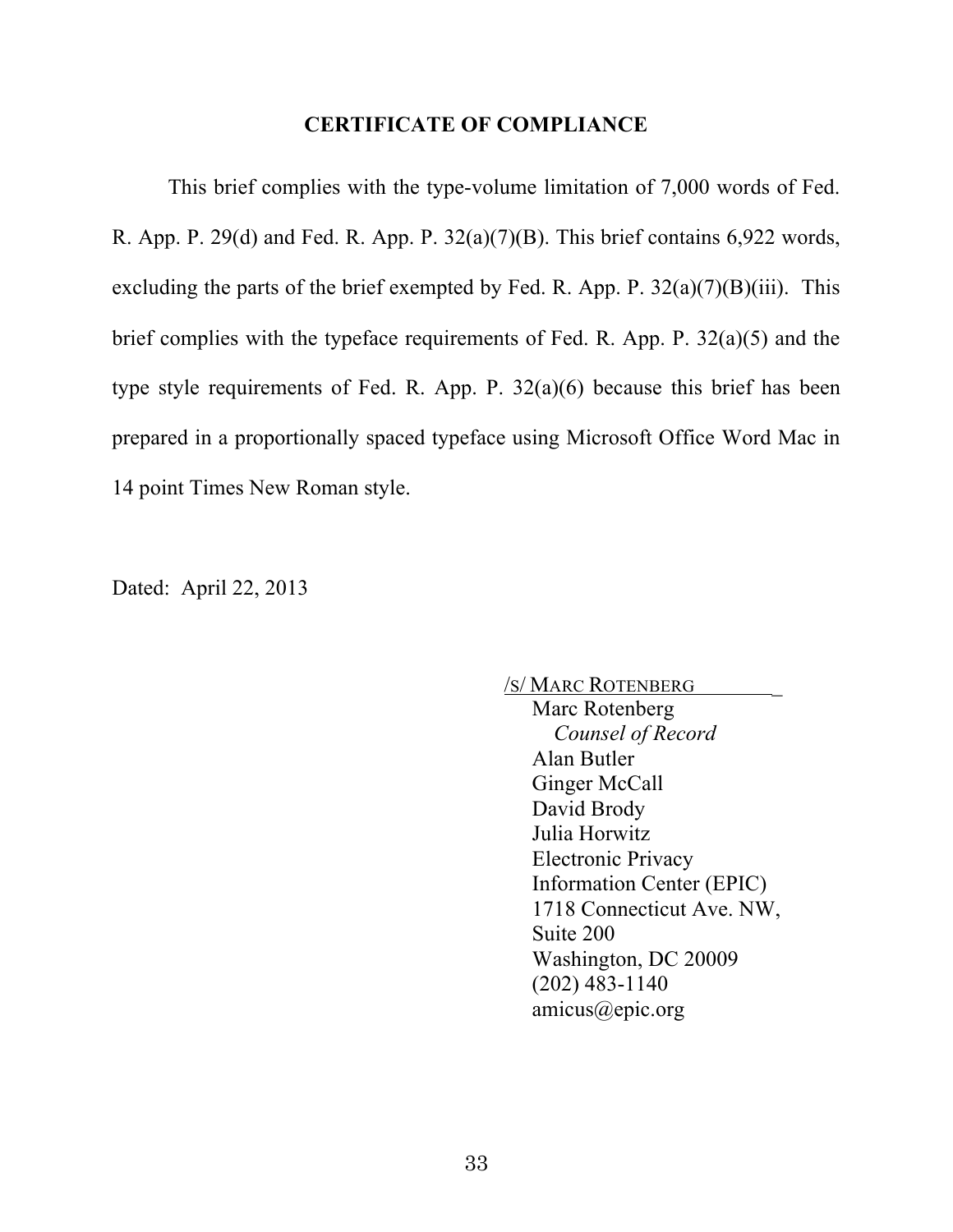## CERTIFICATE OF COMPLIANCE

This brief complies with the type-volume limitation of 7,000 words of Fed. R. App. P. 29(d) and Fed. R. App. P. 32(a)(7)(B). This brief contains 6,922 words, excluding the parts of the brief exempted by Fed. R. App. P. 32(a)(7)(B)(iii). This brief complies with the typeface requirements of Fed. R. App. P. 32(a)(5) and the type style requirements of Fed. R. App. P. 32(a)(6) because this brief has been prepared in a proportionally spaced typeface using Microsoft Office Word Mac in 14 point Times New Roman style.

Dated: April 22, 2013

/S/ MARC ROTENBERG
Marc Rotenberg
*Counsel of Record*
Alan Butler
Ginger McCall
David Brody
Julia Horwitz
Electronic Privacy
Information Center (EPIC)
1718 Connecticut Ave. NW,
Suite 200
Washington, DC 20009
(202) 483-1140
amicus@epic.org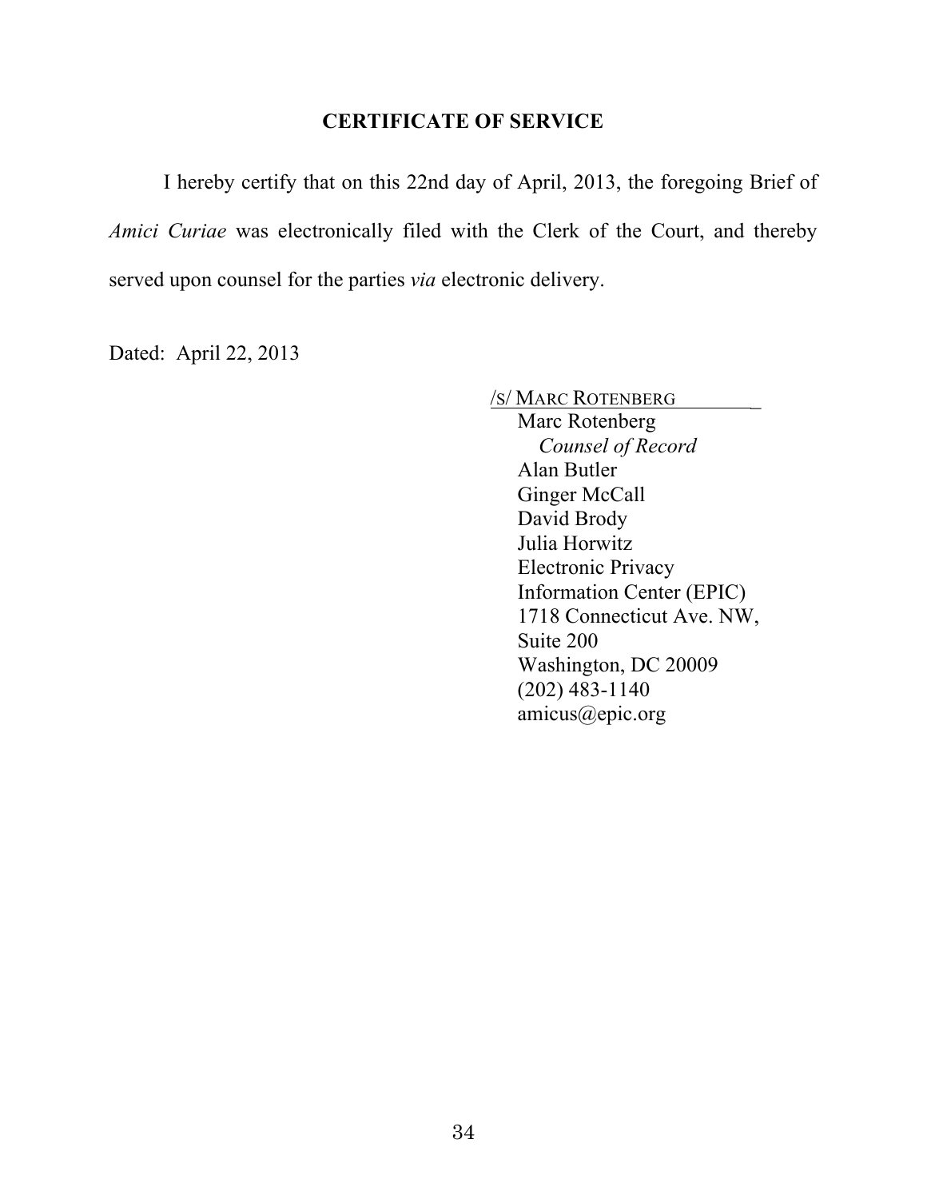## CERTIFICATE OF SERVICE

I hereby certify that on this 22nd day of April, 2013, the foregoing Brief of *Amici Curiae* was electronically filed with the Clerk of the Court, and thereby served upon counsel for the parties *via* electronic delivery.

Dated: April 22, 2013

/S/ MARC ROTENBERG

Marc Rotenberg
*Counsel of Record*
Alan Butler
Ginger McCall
David Brody
Julia Horwitz
Electronic Privacy
Information Center (EPIC)
1718 Connecticut Ave. NW,
Suite 200
Washington, DC 20009
(202) 483-1140
amicus@epic.org